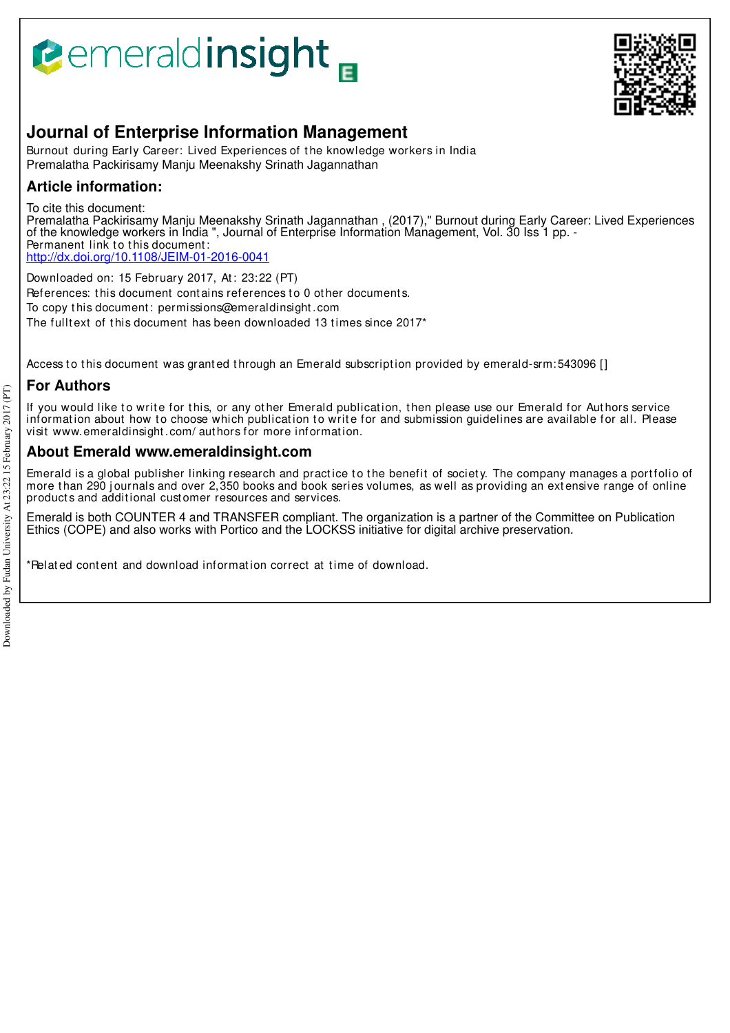# Journal of Enterprise Information Management

Burnout during Early Career: Lived Experiences of the knowledge workers in India
Premalatha Packirisamy Manju Meenakshy Srinath Jagannathan

## Article information:

To cite this document:
Premalatha Packirisamy Manju Meenakshy Srinath Jagannathan , (2017)," Burnout during Early Career: Lived Experiences of the knowledge workers in India ", Journal of Enterprise Information Management, Vol. 30 Iss 1 pp. -
Permanent link to this document:
http://dx.doi.org/10.1108/JEIM-01-2016-0041

Downloaded on: 15 February 2017, At: 23:22 (PT)
References: this document contains references to 0 other documents.
To copy this document: permissions@emeraldinsight.com
The fulltext of this document has been downloaded 13 times since 2017*

Access to this document was granted through an Emerald subscription provided by emerald-srm:543096 []

## For Authors

If you would like to write for this, or any other Emerald publication, then please use our Emerald for Authors service information about how to choose which publication to write for and submission guidelines are available for all. Please visit www.emeraldinsight.com/authors for more information.

## About Emerald www.emeraldinsight.com

Emerald is a global publisher linking research and practice to the benefit of society. The company manages a portfolio of more than 290 journals and over 2,350 books and book series volumes, as well as providing an extensive range of online products and additional customer resources and services.

Emerald is both COUNTER 4 and TRANSFER compliant. The organization is a partner of the Committee on Publication Ethics (COPE) and also works with Portico and the LOCKSS initiative for digital archive preservation.

*Related content and download information correct at time of download.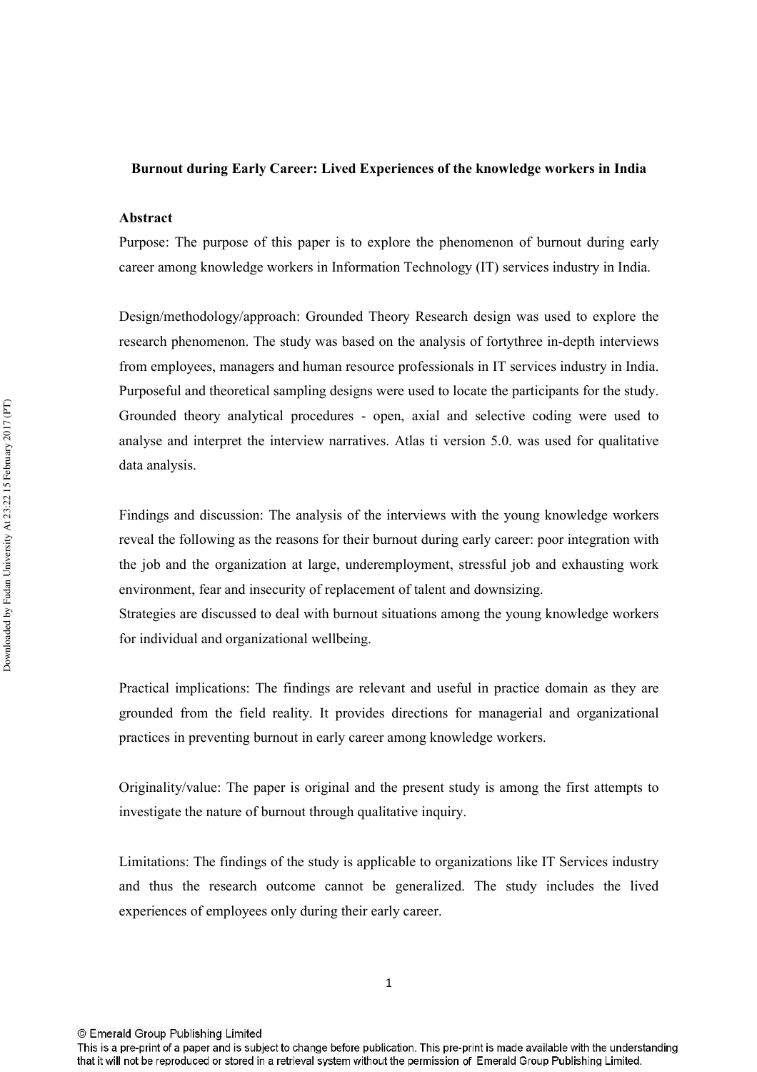**Burnout during Early Career: Lived Experiences of the knowledge workers in India**

**Abstract**

Purpose: The purpose of this paper is to explore the phenomenon of burnout during early career among knowledge workers in Information Technology (IT) services industry in India.

Design/methodology/approach: Grounded Theory Research design was used to explore the research phenomenon. The study was based on the analysis of fortythree in-depth interviews from employees, managers and human resource professionals in IT services industry in India. Purposeful and theoretical sampling designs were used to locate the participants for the study. Grounded theory analytical procedures - open, axial and selective coding were used to analyse and interpret the interview narratives. Atlas ti version 5.0. was used for qualitative data analysis.

Findings and discussion: The analysis of the interviews with the young knowledge workers reveal the following as the reasons for their burnout during early career: poor integration with the job and the organization at large, underemployment, stressful job and exhausting work environment, fear and insecurity of replacement of talent and downsizing.

Strategies are discussed to deal with burnout situations among the young knowledge workers for individual and organizational wellbeing.

Practical implications: The findings are relevant and useful in practice domain as they are grounded from the field reality. It provides directions for managerial and organizational practices in preventing burnout in early career among knowledge workers.

Originality/value: The paper is original and the present study is among the first attempts to investigate the nature of burnout through qualitative inquiry.

Limitations: The findings of the study is applicable to organizations like IT Services industry and thus the research outcome cannot be generalized. The study includes the lived experiences of employees only during their early career.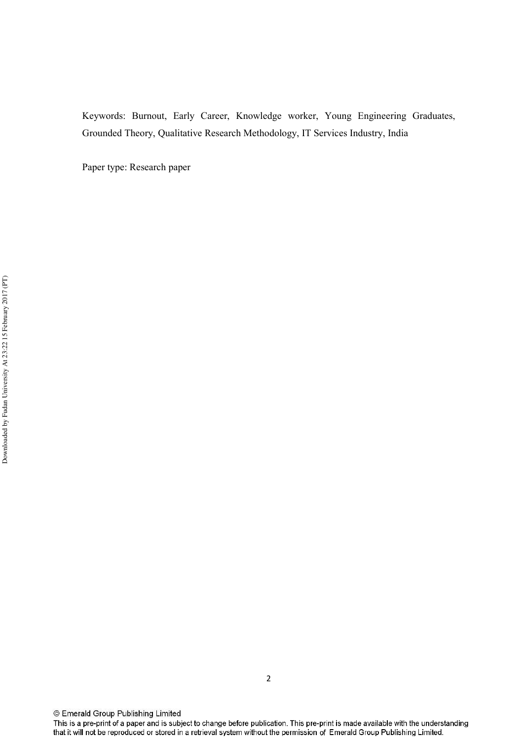Keywords: Burnout, Early Career, Knowledge worker, Young Engineering Graduates, Grounded Theory, Qualitative Research Methodology, IT Services Industry, India

Paper type: Research paper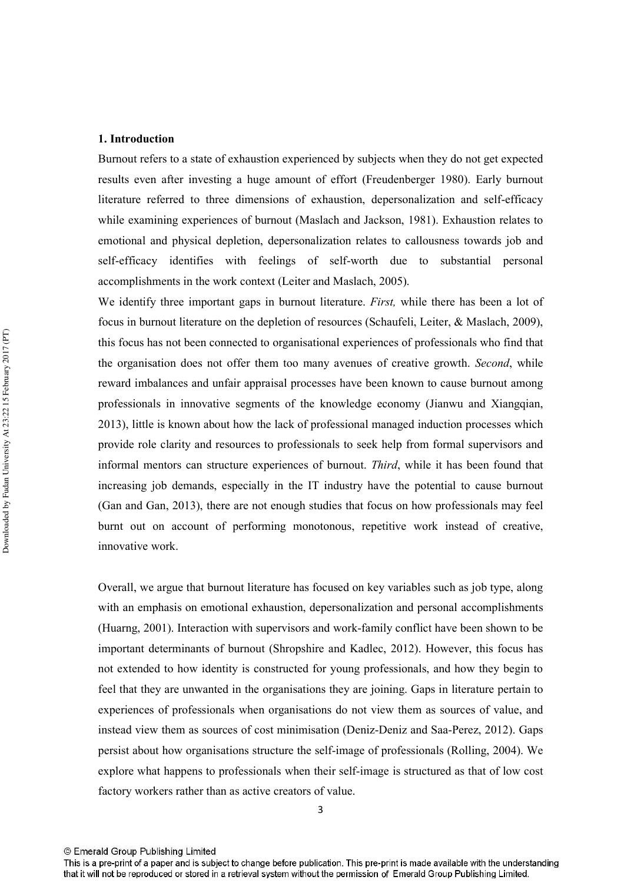## 1. Introduction

Burnout refers to a state of exhaustion experienced by subjects when they do not get expected results even after investing a huge amount of effort (Freudenberger 1980). Early burnout literature referred to three dimensions of exhaustion, depersonalization and self-efficacy while examining experiences of burnout (Maslach and Jackson, 1981). Exhaustion relates to emotional and physical depletion, depersonalization relates to callousness towards job and self-efficacy identifies with feelings of self-worth due to substantial personal accomplishments in the work context (Leiter and Maslach, 2005).

We identify three important gaps in burnout literature. *First,* while there has been a lot of focus in burnout literature on the depletion of resources (Schaufeli, Leiter, & Maslach, 2009), this focus has not been connected to organisational experiences of professionals who find that the organisation does not offer them too many avenues of creative growth. *Second*, while reward imbalances and unfair appraisal processes have been known to cause burnout among professionals in innovative segments of the knowledge economy (Jianwu and Xiangqian, 2013), little is known about how the lack of professional managed induction processes which provide role clarity and resources to professionals to seek help from formal supervisors and informal mentors can structure experiences of burnout. *Third*, while it has been found that increasing job demands, especially in the IT industry have the potential to cause burnout (Gan and Gan, 2013), there are not enough studies that focus on how professionals may feel burnt out on account of performing monotonous, repetitive work instead of creative, innovative work.

Overall, we argue that burnout literature has focused on key variables such as job type, along with an emphasis on emotional exhaustion, depersonalization and personal accomplishments (Huarng, 2001). Interaction with supervisors and work-family conflict have been shown to be important determinants of burnout (Shropshire and Kadlec, 2012). However, this focus has not extended to how identity is constructed for young professionals, and how they begin to feel that they are unwanted in the organisations they are joining. Gaps in literature pertain to experiences of professionals when organisations do not view them as sources of value, and instead view them as sources of cost minimisation (Deniz-Deniz and Saa-Perez, 2012). Gaps persist about how organisations structure the self-image of professionals (Rolling, 2004). We explore what happens to professionals when their self-image is structured as that of low cost factory workers rather than as active creators of value.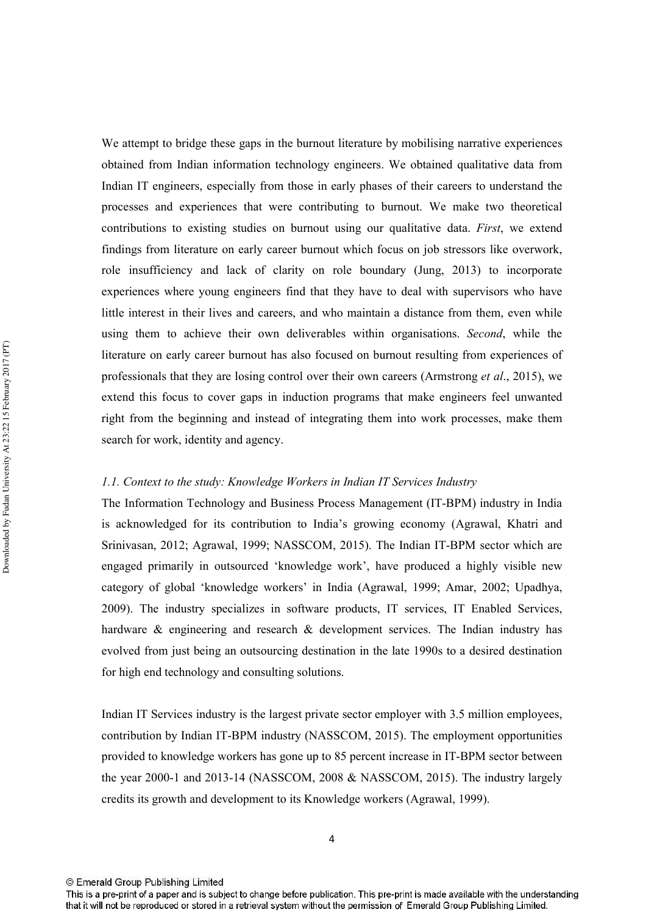We attempt to bridge these gaps in the burnout literature by mobilising narrative experiences obtained from Indian information technology engineers. We obtained qualitative data from Indian IT engineers, especially from those in early phases of their careers to understand the processes and experiences that were contributing to burnout. We make two theoretical contributions to existing studies on burnout using our qualitative data. *First*, we extend findings from literature on early career burnout which focus on job stressors like overwork, role insufficiency and lack of clarity on role boundary (Jung, 2013) to incorporate experiences where young engineers find that they have to deal with supervisors who have little interest in their lives and careers, and who maintain a distance from them, even while using them to achieve their own deliverables within organisations. *Second*, while the literature on early career burnout has also focused on burnout resulting from experiences of professionals that they are losing control over their own careers (Armstrong *et al*., 2015), we extend this focus to cover gaps in induction programs that make engineers feel unwanted right from the beginning and instead of integrating them into work processes, make them search for work, identity and agency.

### *1.1. Context to the study: Knowledge Workers in Indian IT Services Industry*

The Information Technology and Business Process Management (IT-BPM) industry in India is acknowledged for its contribution to India's growing economy (Agrawal, Khatri and Srinivasan, 2012; Agrawal, 1999; NASSCOM, 2015). The Indian IT-BPM sector which are engaged primarily in outsourced 'knowledge work', have produced a highly visible new category of global 'knowledge workers' in India (Agrawal, 1999; Amar, 2002; Upadhya, 2009). The industry specializes in software products, IT services, IT Enabled Services, hardware & engineering and research & development services. The Indian industry has evolved from just being an outsourcing destination in the late 1990s to a desired destination for high end technology and consulting solutions.

Indian IT Services industry is the largest private sector employer with 3.5 million employees, contribution by Indian IT-BPM industry (NASSCOM, 2015). The employment opportunities provided to knowledge workers has gone up to 85 percent increase in IT-BPM sector between the year 2000-1 and 2013-14 (NASSCOM, 2008 & NASSCOM, 2015). The industry largely credits its growth and development to its Knowledge workers (Agrawal, 1999).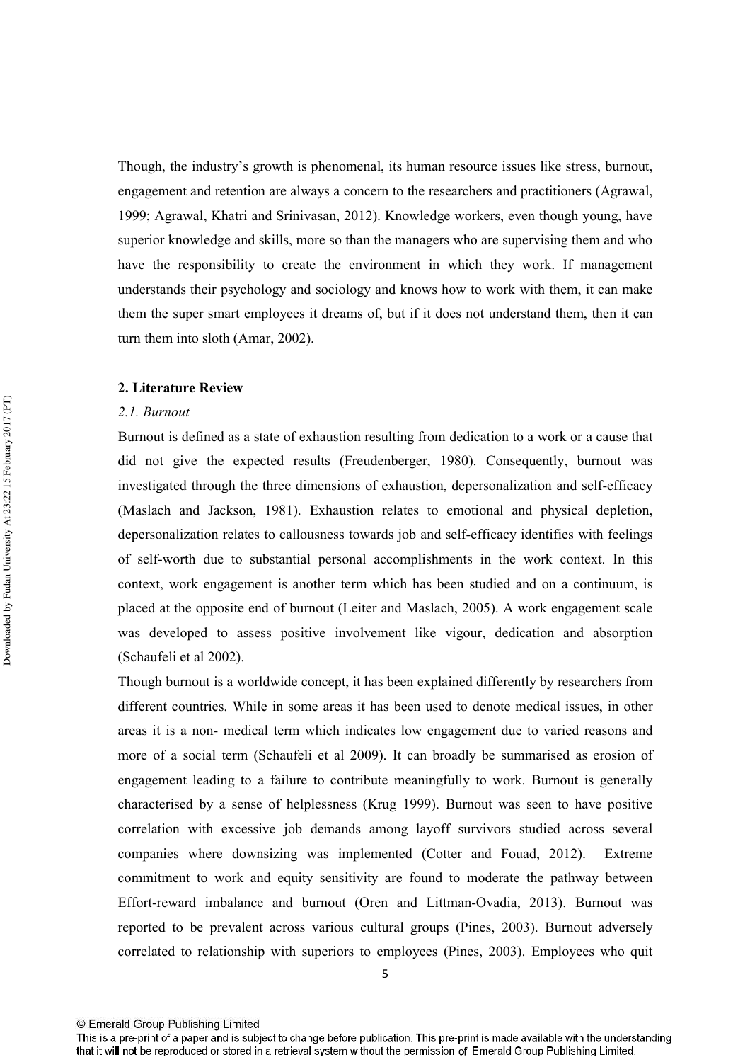Though, the industry's growth is phenomenal, its human resource issues like stress, burnout, engagement and retention are always a concern to the researchers and practitioners (Agrawal, 1999; Agrawal, Khatri and Srinivasan, 2012). Knowledge workers, even though young, have superior knowledge and skills, more so than the managers who are supervising them and who have the responsibility to create the environment in which they work. If management understands their psychology and sociology and knows how to work with them, it can make them the super smart employees it dreams of, but if it does not understand them, then it can turn them into sloth (Amar, 2002).

## 2. Literature Review

### *2.1. Burnout*

Burnout is defined as a state of exhaustion resulting from dedication to a work or a cause that did not give the expected results (Freudenberger, 1980). Consequently, burnout was investigated through the three dimensions of exhaustion, depersonalization and self-efficacy (Maslach and Jackson, 1981). Exhaustion relates to emotional and physical depletion, depersonalization relates to callousness towards job and self-efficacy identifies with feelings of self-worth due to substantial personal accomplishments in the work context. In this context, work engagement is another term which has been studied and on a continuum, is placed at the opposite end of burnout (Leiter and Maslach, 2005). A work engagement scale was developed to assess positive involvement like vigour, dedication and absorption (Schaufeli et al 2002).

Though burnout is a worldwide concept, it has been explained differently by researchers from different countries. While in some areas it has been used to denote medical issues, in other areas it is a non- medical term which indicates low engagement due to varied reasons and more of a social term (Schaufeli et al 2009). It can broadly be summarised as erosion of engagement leading to a failure to contribute meaningfully to work. Burnout is generally characterised by a sense of helplessness (Krug 1999). Burnout was seen to have positive correlation with excessive job demands among layoff survivors studied across several companies where downsizing was implemented (Cotter and Fouad, 2012). Extreme commitment to work and equity sensitivity are found to moderate the pathway between Effort-reward imbalance and burnout (Oren and Littman-Ovadia, 2013). Burnout was reported to be prevalent across various cultural groups (Pines, 2003). Burnout adversely correlated to relationship with superiors to employees (Pines, 2003). Employees who quit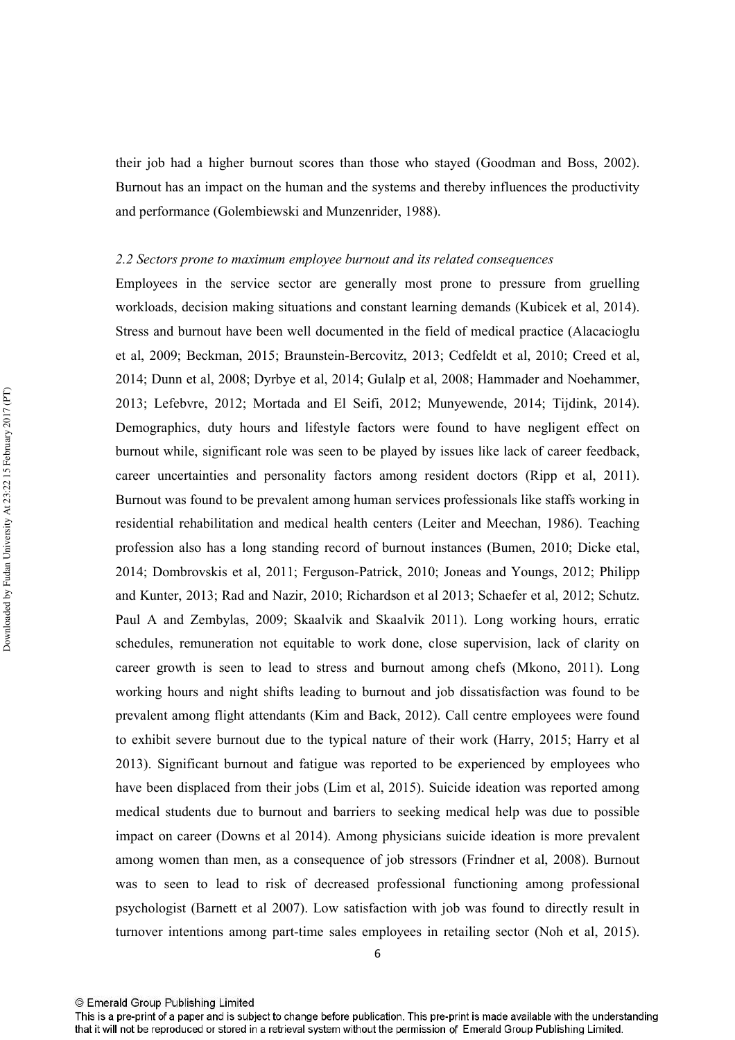their job had a higher burnout scores than those who stayed (Goodman and Boss, 2002). Burnout has an impact on the human and the systems and thereby influences the productivity and performance (Golembiewski and Munzenrider, 1988).

### *2.2 Sectors prone to maximum employee burnout and its related consequences*

Employees in the service sector are generally most prone to pressure from gruelling workloads, decision making situations and constant learning demands (Kubicek et al, 2014). Stress and burnout have been well documented in the field of medical practice (Alacacioglu et al, 2009; Beckman, 2015; Braunstein-Bercovitz, 2013; Cedfeldt et al, 2010; Creed et al, 2014; Dunn et al, 2008; Dyrbye et al, 2014; Gulalp et al, 2008; Hammader and Noehammer, 2013; Lefebvre, 2012; Mortada and El Seifi, 2012; Munyewende, 2014; Tijdink, 2014). Demographics, duty hours and lifestyle factors were found to have negligent effect on burnout while, significant role was seen to be played by issues like lack of career feedback, career uncertainties and personality factors among resident doctors (Ripp et al, 2011). Burnout was found to be prevalent among human services professionals like staffs working in residential rehabilitation and medical health centers (Leiter and Meechan, 1986). Teaching profession also has a long standing record of burnout instances (Bumen, 2010; Dicke etal, 2014; Dombrovskis et al, 2011; Ferguson-Patrick, 2010; Joneas and Youngs, 2012; Philipp and Kunter, 2013; Rad and Nazir, 2010; Richardson et al 2013; Schaefer et al, 2012; Schutz. Paul A and Zembylas, 2009; Skaalvik and Skaalvik 2011). Long working hours, erratic schedules, remuneration not equitable to work done, close supervision, lack of clarity on career growth is seen to lead to stress and burnout among chefs (Mkono, 2011). Long working hours and night shifts leading to burnout and job dissatisfaction was found to be prevalent among flight attendants (Kim and Back, 2012). Call centre employees were found to exhibit severe burnout due to the typical nature of their work (Harry, 2015; Harry et al 2013). Significant burnout and fatigue was reported to be experienced by employees who have been displaced from their jobs (Lim et al, 2015). Suicide ideation was reported among medical students due to burnout and barriers to seeking medical help was due to possible impact on career (Downs et al 2014). Among physicians suicide ideation is more prevalent among women than men, as a consequence of job stressors (Frindner et al, 2008). Burnout was to seen to lead to risk of decreased professional functioning among professional psychologist (Barnett et al 2007). Low satisfaction with job was found to directly result in turnover intentions among part-time sales employees in retailing sector (Noh et al, 2015).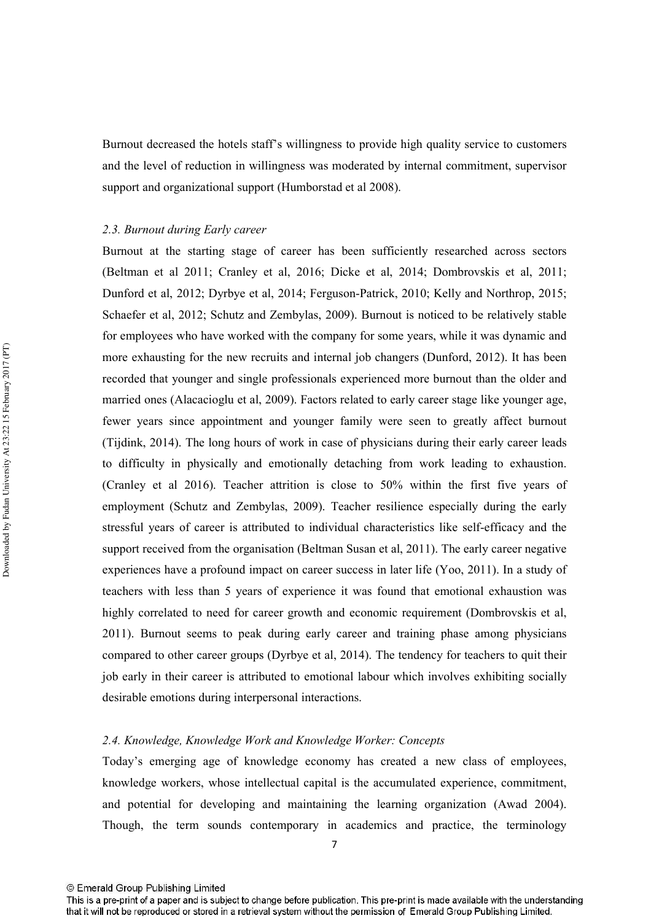Burnout decreased the hotels staff's willingness to provide high quality service to customers and the level of reduction in willingness was moderated by internal commitment, supervisor support and organizational support (Humborstad et al 2008).

### *2.3. Burnout during Early career*

Burnout at the starting stage of career has been sufficiently researched across sectors (Beltman et al 2011; Cranley et al, 2016; Dicke et al, 2014; Dombrovskis et al, 2011; Dunford et al, 2012; Dyrbye et al, 2014; Ferguson-Patrick, 2010; Kelly and Northrop, 2015; Schaefer et al, 2012; Schutz and Zembylas, 2009). Burnout is noticed to be relatively stable for employees who have worked with the company for some years, while it was dynamic and more exhausting for the new recruits and internal job changers (Dunford, 2012). It has been recorded that younger and single professionals experienced more burnout than the older and married ones (Alacacioglu et al, 2009). Factors related to early career stage like younger age, fewer years since appointment and younger family were seen to greatly affect burnout (Tijdink, 2014). The long hours of work in case of physicians during their early career leads to difficulty in physically and emotionally detaching from work leading to exhaustion. (Cranley et al 2016). Teacher attrition is close to 50% within the first five years of employment (Schutz and Zembylas, 2009). Teacher resilience especially during the early stressful years of career is attributed to individual characteristics like self-efficacy and the support received from the organisation (Beltman Susan et al, 2011). The early career negative experiences have a profound impact on career success in later life (Yoo, 2011). In a study of teachers with less than 5 years of experience it was found that emotional exhaustion was highly correlated to need for career growth and economic requirement (Dombrovskis et al, 2011). Burnout seems to peak during early career and training phase among physicians compared to other career groups (Dyrbye et al, 2014). The tendency for teachers to quit their job early in their career is attributed to emotional labour which involves exhibiting socially desirable emotions during interpersonal interactions.

### *2.4. Knowledge, Knowledge Work and Knowledge Worker: Concepts*

Today's emerging age of knowledge economy has created a new class of employees, knowledge workers, whose intellectual capital is the accumulated experience, commitment, and potential for developing and maintaining the learning organization (Awad 2004). Though, the term sounds contemporary in academics and practice, the terminology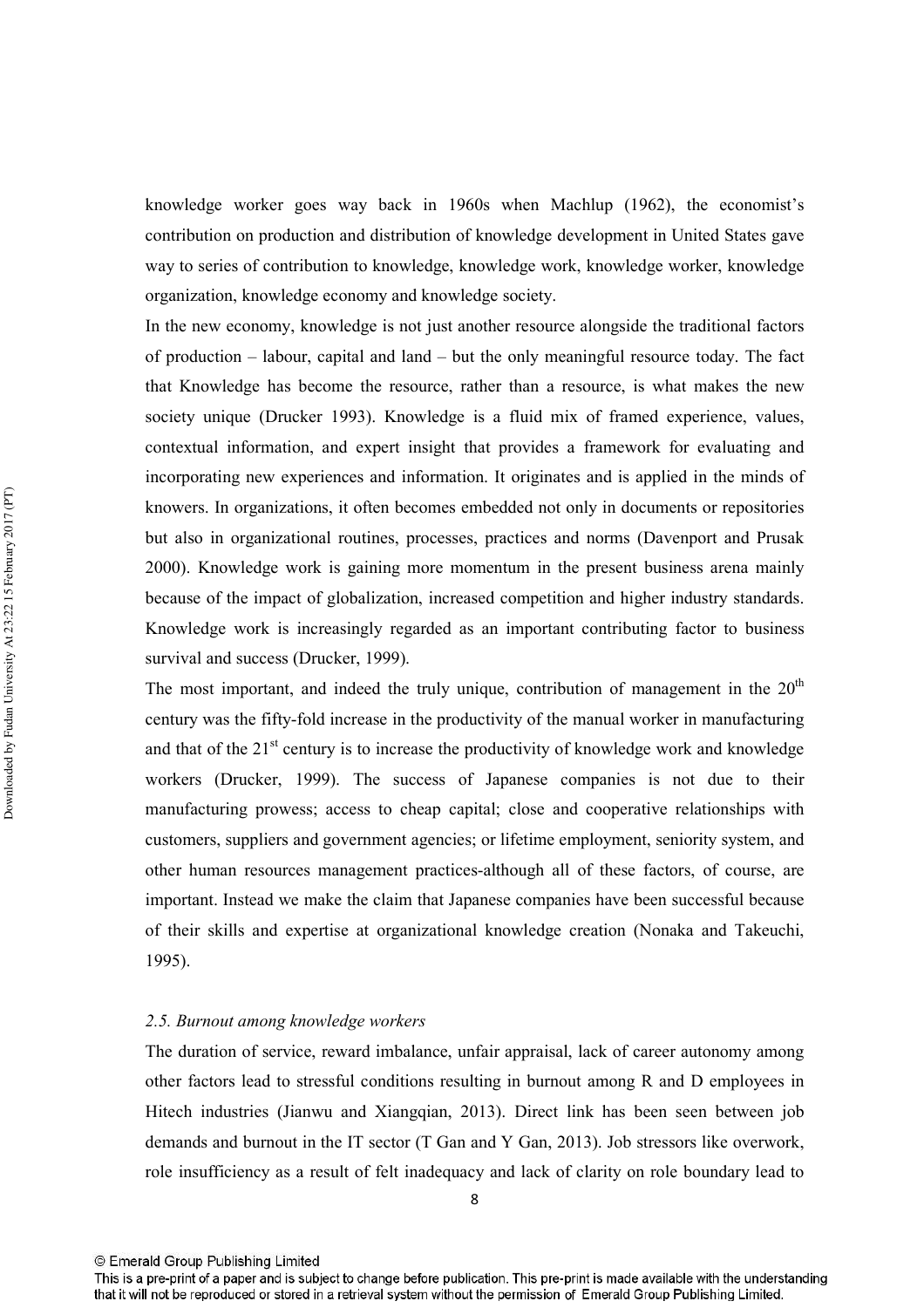knowledge worker goes way back in 1960s when Machlup (1962), the economist's contribution on production and distribution of knowledge development in United States gave way to series of contribution to knowledge, knowledge work, knowledge worker, knowledge organization, knowledge economy and knowledge society.

In the new economy, knowledge is not just another resource alongside the traditional factors of production – labour, capital and land – but the only meaningful resource today. The fact that Knowledge has become the resource, rather than a resource, is what makes the new society unique (Drucker 1993). Knowledge is a fluid mix of framed experience, values, contextual information, and expert insight that provides a framework for evaluating and incorporating new experiences and information. It originates and is applied in the minds of knowers. In organizations, it often becomes embedded not only in documents or repositories but also in organizational routines, processes, practices and norms (Davenport and Prusak 2000). Knowledge work is gaining more momentum in the present business arena mainly because of the impact of globalization, increased competition and higher industry standards. Knowledge work is increasingly regarded as an important contributing factor to business survival and success (Drucker, 1999).

The most important, and indeed the truly unique, contribution of management in the 20th century was the fifty-fold increase in the productivity of the manual worker in manufacturing and that of the 21st century is to increase the productivity of knowledge work and knowledge workers (Drucker, 1999). The success of Japanese companies is not due to their manufacturing prowess; access to cheap capital; close and cooperative relationships with customers, suppliers and government agencies; or lifetime employment, seniority system, and other human resources management practices-although all of these factors, of course, are important. Instead we make the claim that Japanese companies have been successful because of their skills and expertise at organizational knowledge creation (Nonaka and Takeuchi, 1995).

### *2.5. Burnout among knowledge workers*

The duration of service, reward imbalance, unfair appraisal, lack of career autonomy among other factors lead to stressful conditions resulting in burnout among R and D employees in Hitech industries (Jianwu and Xiangqian, 2013). Direct link has been seen between job demands and burnout in the IT sector (T Gan and Y Gan, 2013). Job stressors like overwork, role insufficiency as a result of felt inadequacy and lack of clarity on role boundary lead to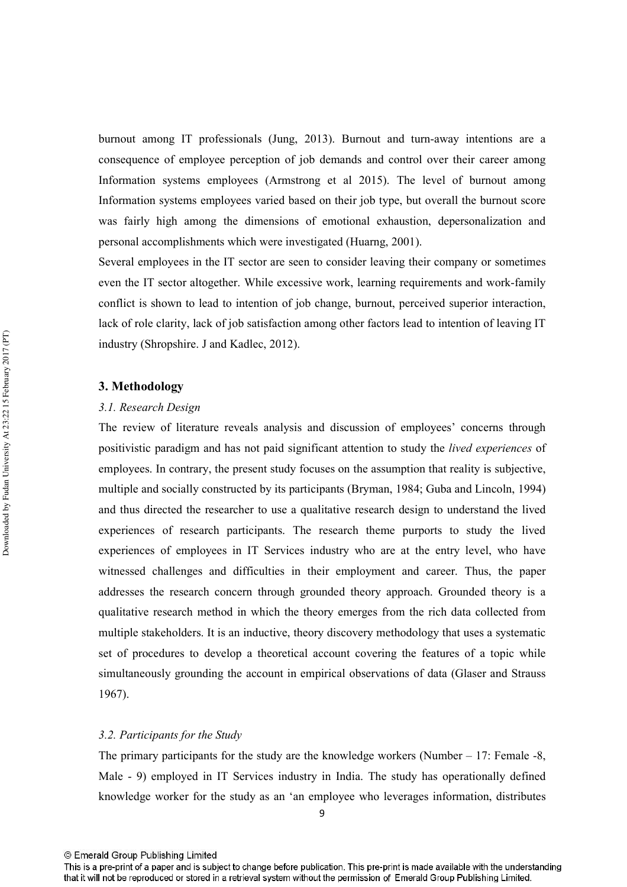burnout among IT professionals (Jung, 2013). Burnout and turn-away intentions are a consequence of employee perception of job demands and control over their career among Information systems employees (Armstrong et al 2015). The level of burnout among Information systems employees varied based on their job type, but overall the burnout score was fairly high among the dimensions of emotional exhaustion, depersonalization and personal accomplishments which were investigated (Huarng, 2001).

Several employees in the IT sector are seen to consider leaving their company or sometimes even the IT sector altogether. While excessive work, learning requirements and work-family conflict is shown to lead to intention of job change, burnout, perceived superior interaction, lack of role clarity, lack of job satisfaction among other factors lead to intention of leaving IT industry (Shropshire. J and Kadlec, 2012).

## 3. Methodology

### *3.1. Research Design*

The review of literature reveals analysis and discussion of employees' concerns through positivistic paradigm and has not paid significant attention to study the *lived experiences* of employees. In contrary, the present study focuses on the assumption that reality is subjective, multiple and socially constructed by its participants (Bryman, 1984; Guba and Lincoln, 1994) and thus directed the researcher to use a qualitative research design to understand the lived experiences of research participants. The research theme purports to study the lived experiences of employees in IT Services industry who are at the entry level, who have witnessed challenges and difficulties in their employment and career. Thus, the paper addresses the research concern through grounded theory approach. Grounded theory is a qualitative research method in which the theory emerges from the rich data collected from multiple stakeholders. It is an inductive, theory discovery methodology that uses a systematic set of procedures to develop a theoretical account covering the features of a topic while simultaneously grounding the account in empirical observations of data (Glaser and Strauss 1967).

### *3.2. Participants for the Study*

The primary participants for the study are the knowledge workers (Number – 17: Female -8, Male - 9) employed in IT Services industry in India. The study has operationally defined knowledge worker for the study as an 'an employee who leverages information, distributes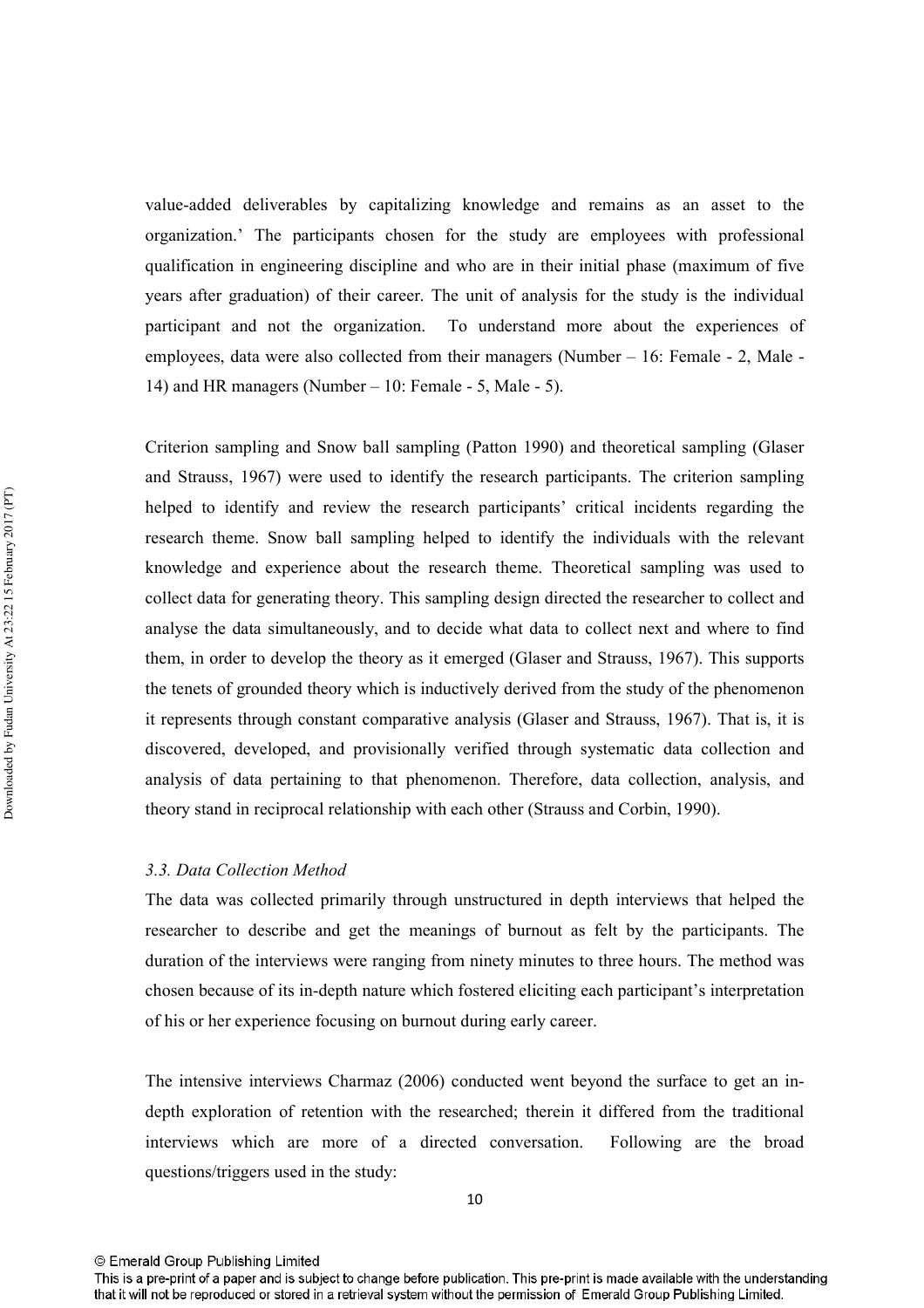value-added deliverables by capitalizing knowledge and remains as an asset to the organization.' The participants chosen for the study are employees with professional qualification in engineering discipline and who are in their initial phase (maximum of five years after graduation) of their career. The unit of analysis for the study is the individual participant and not the organization. To understand more about the experiences of employees, data were also collected from their managers (Number – 16: Female - 2, Male - 14) and HR managers (Number – 10: Female - 5, Male - 5).

Criterion sampling and Snow ball sampling (Patton 1990) and theoretical sampling (Glaser and Strauss, 1967) were used to identify the research participants. The criterion sampling helped to identify and review the research participants' critical incidents regarding the research theme. Snow ball sampling helped to identify the individuals with the relevant knowledge and experience about the research theme. Theoretical sampling was used to collect data for generating theory. This sampling design directed the researcher to collect and analyse the data simultaneously, and to decide what data to collect next and where to find them, in order to develop the theory as it emerged (Glaser and Strauss, 1967). This supports the tenets of grounded theory which is inductively derived from the study of the phenomenon it represents through constant comparative analysis (Glaser and Strauss, 1967). That is, it is discovered, developed, and provisionally verified through systematic data collection and analysis of data pertaining to that phenomenon. Therefore, data collection, analysis, and theory stand in reciprocal relationship with each other (Strauss and Corbin, 1990).

### *3.3. Data Collection Method*

The data was collected primarily through unstructured in depth interviews that helped the researcher to describe and get the meanings of burnout as felt by the participants. The duration of the interviews were ranging from ninety minutes to three hours. The method was chosen because of its in-depth nature which fostered eliciting each participant's interpretation of his or her experience focusing on burnout during early career.

The intensive interviews Charmaz (2006) conducted went beyond the surface to get an in-depth exploration of retention with the researched; therein it differed from the traditional interviews which are more of a directed conversation. Following are the broad questions/triggers used in the study: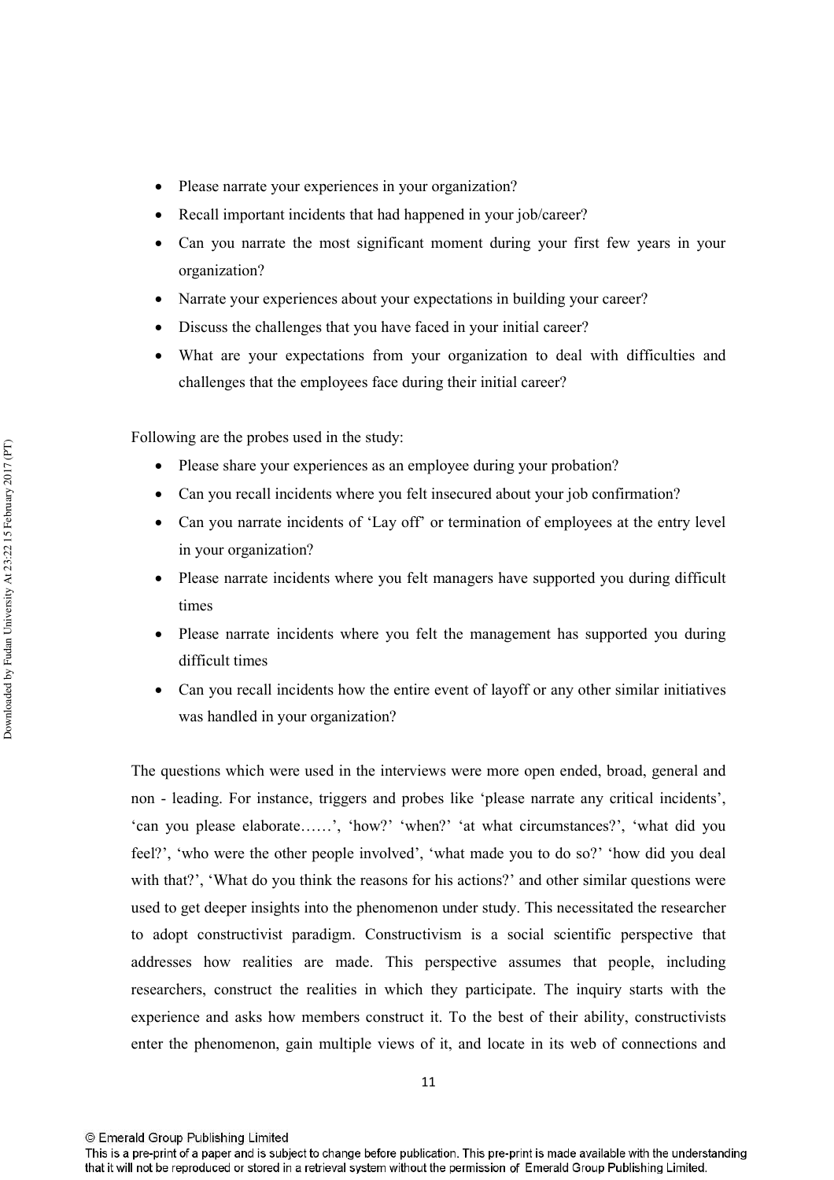- Please narrate your experiences in your organization?
- Recall important incidents that had happened in your job/career?
- Can you narrate the most significant moment during your first few years in your organization?
- Narrate your experiences about your expectations in building your career?
- Discuss the challenges that you have faced in your initial career?
- What are your expectations from your organization to deal with difficulties and challenges that the employees face during their initial career?

Following are the probes used in the study:

- Please share your experiences as an employee during your probation?
- Can you recall incidents where you felt insecured about your job confirmation?
- Can you narrate incidents of 'Lay off' or termination of employees at the entry level in your organization?
- Please narrate incidents where you felt managers have supported you during difficult times
- Please narrate incidents where you felt the management has supported you during difficult times
- Can you recall incidents how the entire event of layoff or any other similar initiatives was handled in your organization?

The questions which were used in the interviews were more open ended, broad, general and non - leading. For instance, triggers and probes like 'please narrate any critical incidents', 'can you please elaborate……', 'how?' 'when?' 'at what circumstances?', 'what did you feel?', 'who were the other people involved', 'what made you to do so?' 'how did you deal with that?', 'What do you think the reasons for his actions?' and other similar questions were used to get deeper insights into the phenomenon under study. This necessitated the researcher to adopt constructivist paradigm. Constructivism is a social scientific perspective that addresses how realities are made. This perspective assumes that people, including researchers, construct the realities in which they participate. The inquiry starts with the experience and asks how members construct it. To the best of their ability, constructivists enter the phenomenon, gain multiple views of it, and locate in its web of connections and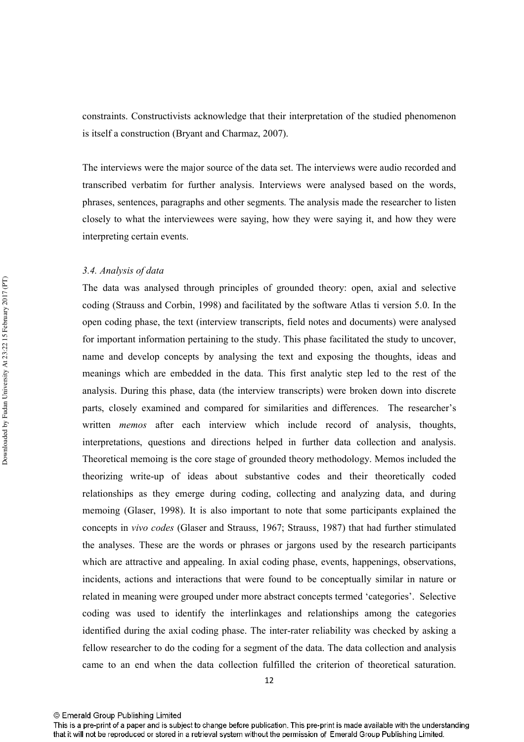constraints. Constructivists acknowledge that their interpretation of the studied phenomenon is itself a construction (Bryant and Charmaz, 2007).

The interviews were the major source of the data set. The interviews were audio recorded and transcribed verbatim for further analysis. Interviews were analysed based on the words, phrases, sentences, paragraphs and other segments. The analysis made the researcher to listen closely to what the interviewees were saying, how they were saying it, and how they were interpreting certain events.

### *3.4. Analysis of data*

The data was analysed through principles of grounded theory: open, axial and selective coding (Strauss and Corbin, 1998) and facilitated by the software Atlas ti version 5.0. In the open coding phase, the text (interview transcripts, field notes and documents) were analysed for important information pertaining to the study. This phase facilitated the study to uncover, name and develop concepts by analysing the text and exposing the thoughts, ideas and meanings which are embedded in the data. This first analytic step led to the rest of the analysis. During this phase, data (the interview transcripts) were broken down into discrete parts, closely examined and compared for similarities and differences. The researcher's written *memos* after each interview which include record of analysis, thoughts, interpretations, questions and directions helped in further data collection and analysis. Theoretical memoing is the core stage of grounded theory methodology. Memos included the theorizing write-up of ideas about substantive codes and their theoretically coded relationships as they emerge during coding, collecting and analyzing data, and during memoing (Glaser, 1998). It is also important to note that some participants explained the concepts in *vivo codes* (Glaser and Strauss, 1967; Strauss, 1987) that had further stimulated the analyses. These are the words or phrases or jargons used by the research participants which are attractive and appealing. In axial coding phase, events, happenings, observations, incidents, actions and interactions that were found to be conceptually similar in nature or related in meaning were grouped under more abstract concepts termed 'categories'. Selective coding was used to identify the interlinkages and relationships among the categories identified during the axial coding phase. The inter-rater reliability was checked by asking a fellow researcher to do the coding for a segment of the data. The data collection and analysis came to an end when the data collection fulfilled the criterion of theoretical saturation.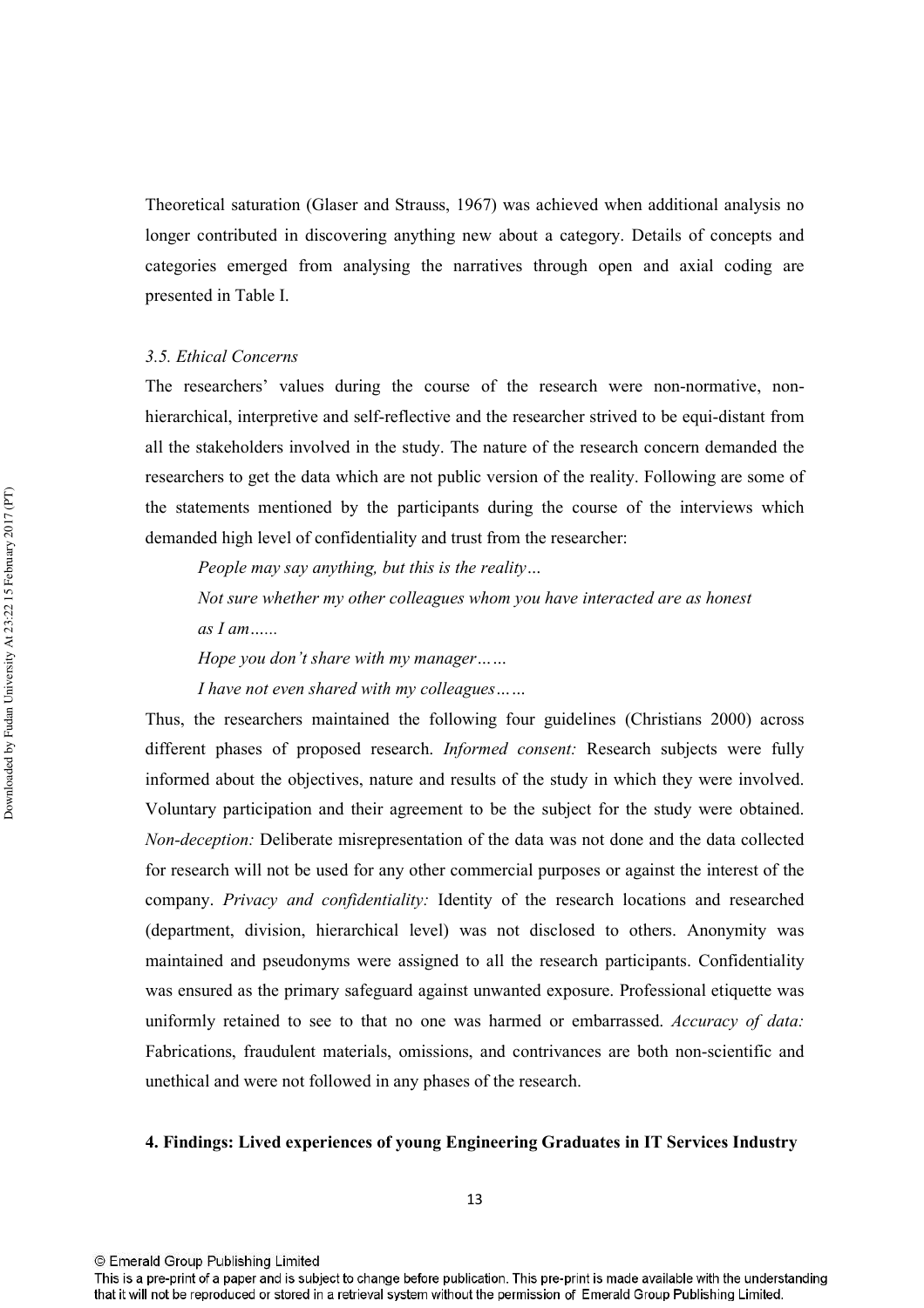Theoretical saturation (Glaser and Strauss, 1967) was achieved when additional analysis no longer contributed in discovering anything new about a category. Details of concepts and categories emerged from analysing the narratives through open and axial coding are presented in Table I.

### *3.5. Ethical Concerns*

The researchers' values during the course of the research were non-normative, non-hierarchical, interpretive and self-reflective and the researcher strived to be equi-distant from all the stakeholders involved in the study. The nature of the research concern demanded the researchers to get the data which are not public version of the reality. Following are some of the statements mentioned by the participants during the course of the interviews which demanded high level of confidentiality and trust from the researcher:

> *People may say anything, but this is the reality…*
>
> *Not sure whether my other colleagues whom you have interacted are as honest as I am……*
>
> *Hope you don't share with my manager……*
>
> *I have not even shared with my colleagues……*

Thus, the researchers maintained the following four guidelines (Christians 2000) across different phases of proposed research. *Informed consent:* Research subjects were fully informed about the objectives, nature and results of the study in which they were involved. Voluntary participation and their agreement to be the subject for the study were obtained. *Non-deception:* Deliberate misrepresentation of the data was not done and the data collected for research will not be used for any other commercial purposes or against the interest of the company. *Privacy and confidentiality:* Identity of the research locations and researched (department, division, hierarchical level) was not disclosed to others. Anonymity was maintained and pseudonyms were assigned to all the research participants. Confidentiality was ensured as the primary safeguard against unwanted exposure. Professional etiquette was uniformly retained to see to that no one was harmed or embarrassed. *Accuracy of data:* Fabrications, fraudulent materials, omissions, and contrivances are both non-scientific and unethical and were not followed in any phases of the research.

## **4. Findings: Lived experiences of young Engineering Graduates in IT Services Industry**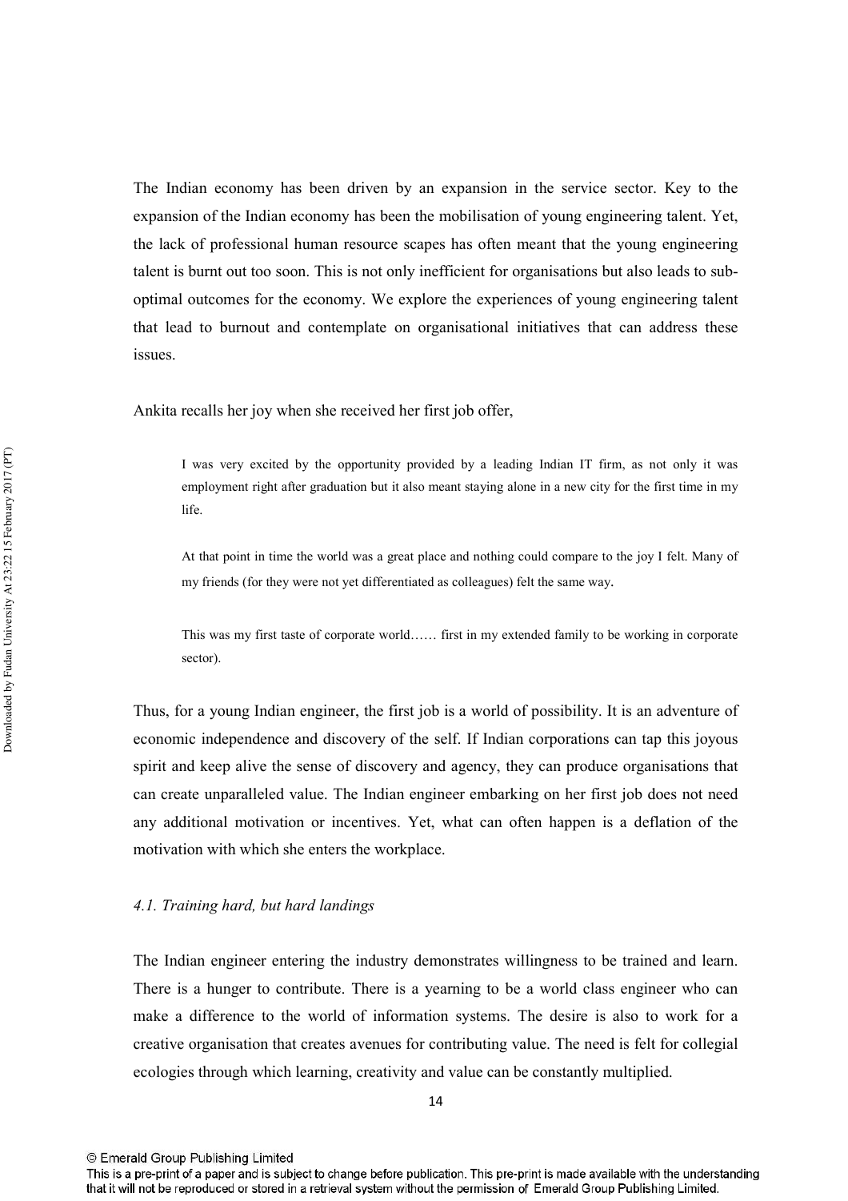The Indian economy has been driven by an expansion in the service sector. Key to the expansion of the Indian economy has been the mobilisation of young engineering talent. Yet, the lack of professional human resource scapes has often meant that the young engineering talent is burnt out too soon. This is not only inefficient for organisations but also leads to sub-optimal outcomes for the economy. We explore the experiences of young engineering talent that lead to burnout and contemplate on organisational initiatives that can address these issues.

Ankita recalls her joy when she received her first job offer,

> I was very excited by the opportunity provided by a leading Indian IT firm, as not only it was employment right after graduation but it also meant staying alone in a new city for the first time in my life.
>
> At that point in time the world was a great place and nothing could compare to the joy I felt. Many of my friends (for they were not yet differentiated as colleagues) felt the same way.
>
> This was my first taste of corporate world…… first in my extended family to be working in corporate sector).

Thus, for a young Indian engineer, the first job is a world of possibility. It is an adventure of economic independence and discovery of the self. If Indian corporations can tap this joyous spirit and keep alive the sense of discovery and agency, they can produce organisations that can create unparalleled value. The Indian engineer embarking on her first job does not need any additional motivation or incentives. Yet, what can often happen is a deflation of the motivation with which she enters the workplace.

### *4.1. Training hard, but hard landings*

The Indian engineer entering the industry demonstrates willingness to be trained and learn. There is a hunger to contribute. There is a yearning to be a world class engineer who can make a difference to the world of information systems. The desire is also to work for a creative organisation that creates avenues for contributing value. The need is felt for collegial ecologies through which learning, creativity and value can be constantly multiplied.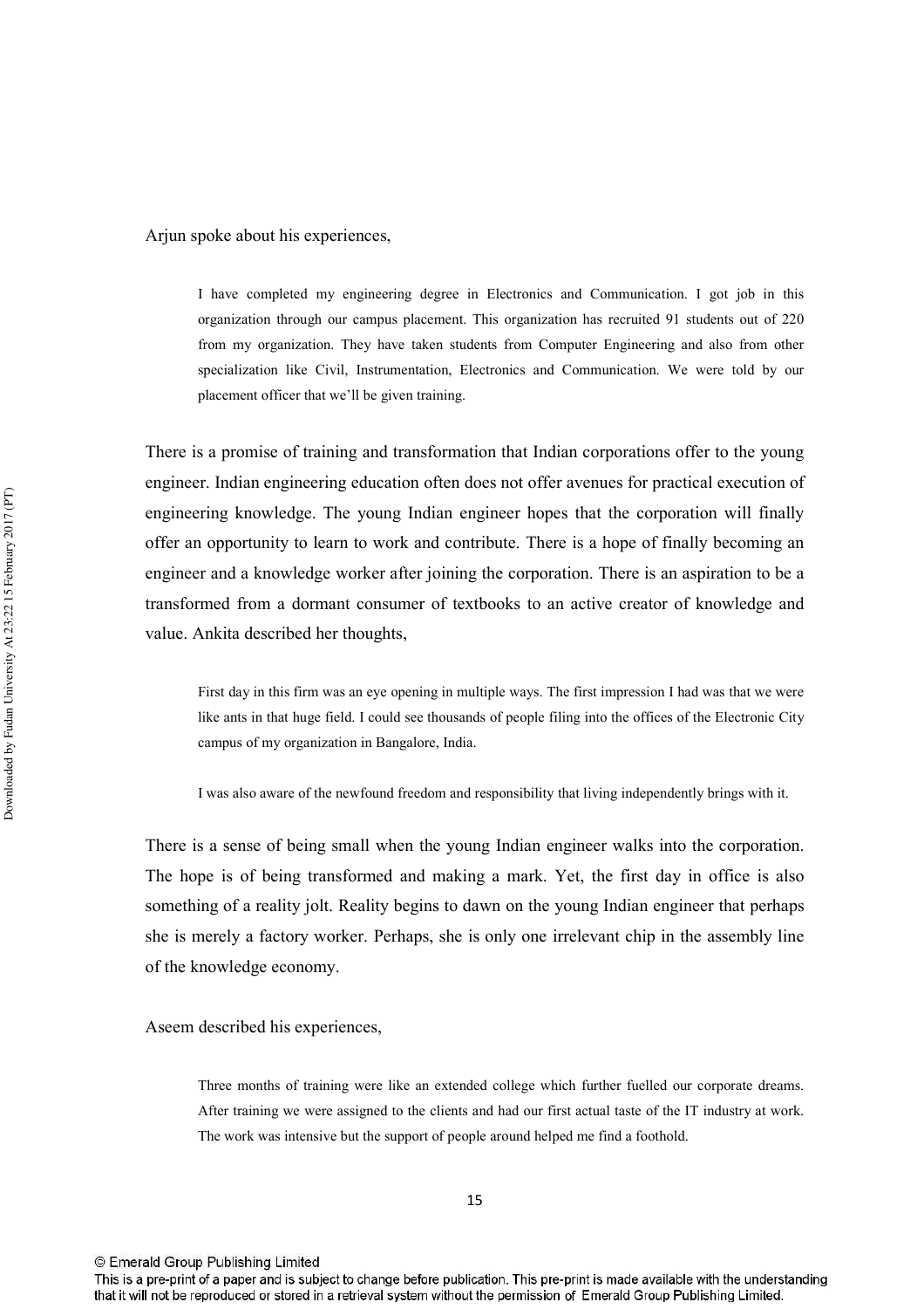Arjun spoke about his experiences,

> I have completed my engineering degree in Electronics and Communication. I got job in this organization through our campus placement. This organization has recruited 91 students out of 220 from my organization. They have taken students from Computer Engineering and also from other specialization like Civil, Instrumentation, Electronics and Communication. We were told by our placement officer that we'll be given training.

There is a promise of training and transformation that Indian corporations offer to the young engineer. Indian engineering education often does not offer avenues for practical execution of engineering knowledge. The young Indian engineer hopes that the corporation will finally offer an opportunity to learn to work and contribute. There is a hope of finally becoming an engineer and a knowledge worker after joining the corporation. There is an aspiration to be a transformed from a dormant consumer of textbooks to an active creator of knowledge and value. Ankita described her thoughts,

> First day in this firm was an eye opening in multiple ways. The first impression I had was that we were like ants in that huge field. I could see thousands of people filing into the offices of the Electronic City campus of my organization in Bangalore, India.
>
> I was also aware of the newfound freedom and responsibility that living independently brings with it.

There is a sense of being small when the young Indian engineer walks into the corporation. The hope is of being transformed and making a mark. Yet, the first day in office is also something of a reality jolt. Reality begins to dawn on the young Indian engineer that perhaps she is merely a factory worker. Perhaps, she is only one irrelevant chip in the assembly line of the knowledge economy.

Aseem described his experiences,

> Three months of training were like an extended college which further fuelled our corporate dreams. After training we were assigned to the clients and had our first actual taste of the IT industry at work. The work was intensive but the support of people around helped me find a foothold.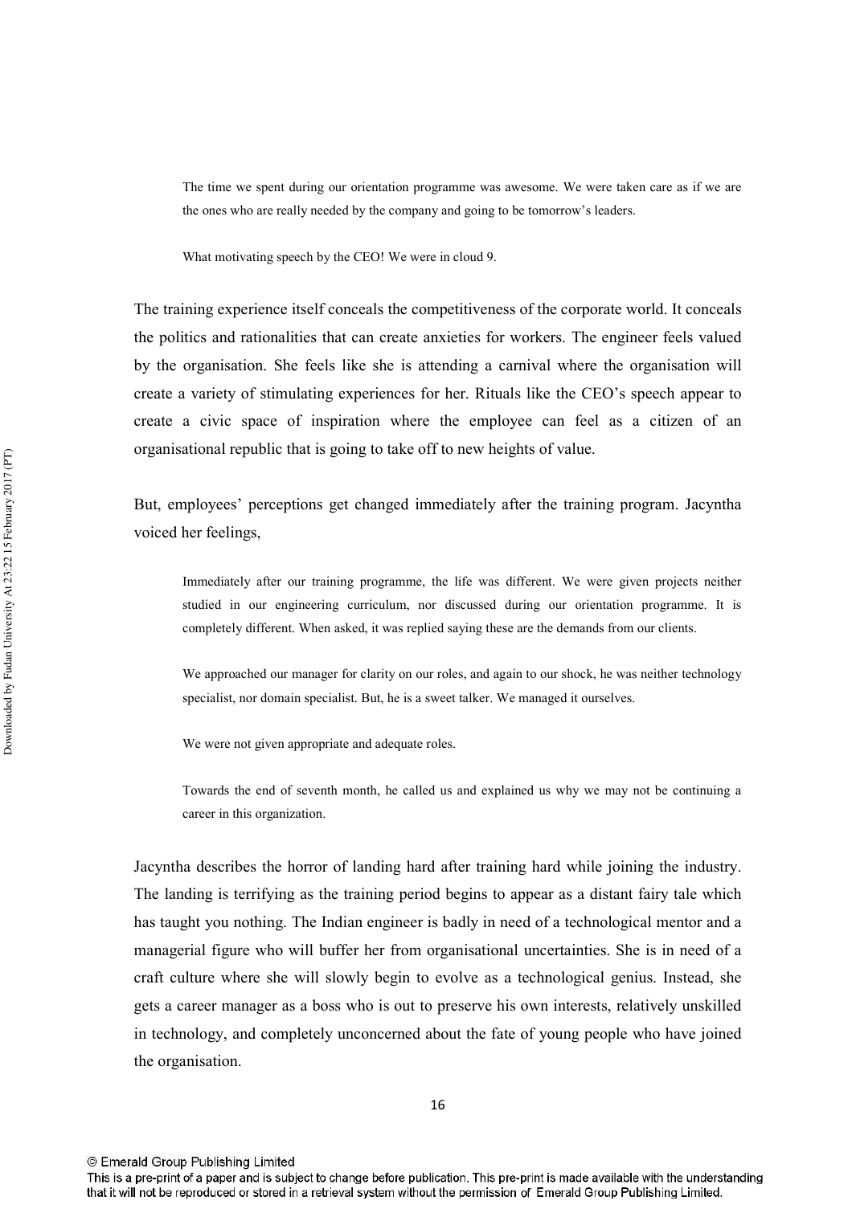> The time we spent during our orientation programme was awesome. We were taken care as if we are the ones who are really needed by the company and going to be tomorrow's leaders.
>
> What motivating speech by the CEO! We were in cloud 9.

The training experience itself conceals the competitiveness of the corporate world. It conceals the politics and rationalities that can create anxieties for workers. The engineer feels valued by the organisation. She feels like she is attending a carnival where the organisation will create a variety of stimulating experiences for her. Rituals like the CEO's speech appear to create a civic space of inspiration where the employee can feel as a citizen of an organisational republic that is going to take off to new heights of value.

But, employees' perceptions get changed immediately after the training program. Jacyntha voiced her feelings,

> Immediately after our training programme, the life was different. We were given projects neither studied in our engineering curriculum, nor discussed during our orientation programme. It is completely different. When asked, it was replied saying these are the demands from our clients.
>
> We approached our manager for clarity on our roles, and again to our shock, he was neither technology specialist, nor domain specialist. But, he is a sweet talker. We managed it ourselves.
>
> We were not given appropriate and adequate roles.
>
> Towards the end of seventh month, he called us and explained us why we may not be continuing a career in this organization.

Jacyntha describes the horror of landing hard after training hard while joining the industry. The landing is terrifying as the training period begins to appear as a distant fairy tale which has taught you nothing. The Indian engineer is badly in need of a technological mentor and a managerial figure who will buffer her from organisational uncertainties. She is in need of a craft culture where she will slowly begin to evolve as a technological genius. Instead, she gets a career manager as a boss who is out to preserve his own interests, relatively unskilled in technology, and completely unconcerned about the fate of young people who have joined the organisation.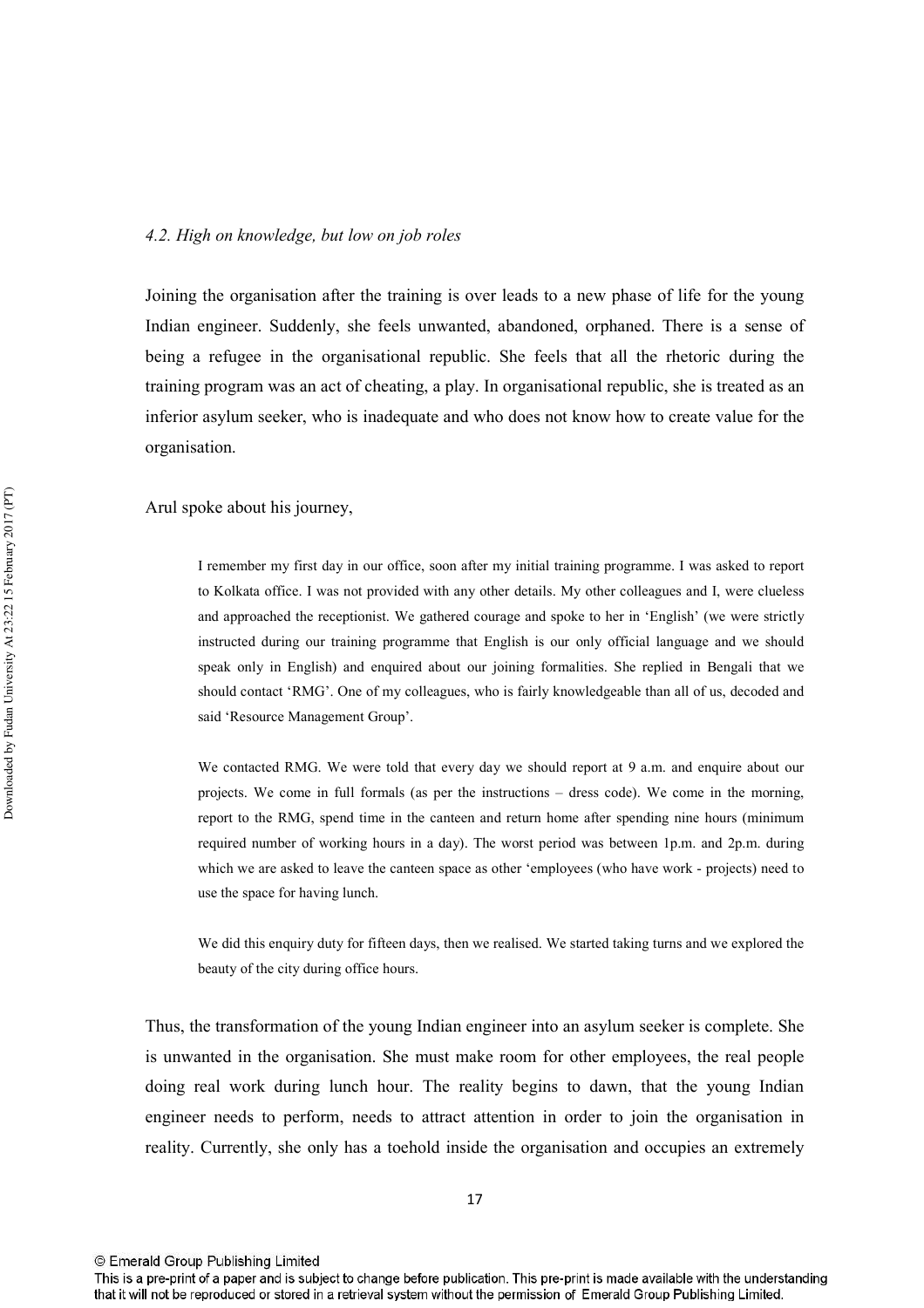*4.2. High on knowledge, but low on job roles*

Joining the organisation after the training is over leads to a new phase of life for the young Indian engineer. Suddenly, she feels unwanted, abandoned, orphaned. There is a sense of being a refugee in the organisational republic. She feels that all the rhetoric during the training program was an act of cheating, a play. In organisational republic, she is treated as an inferior asylum seeker, who is inadequate and who does not know how to create value for the organisation.

Arul spoke about his journey,

> I remember my first day in our office, soon after my initial training programme. I was asked to report to Kolkata office. I was not provided with any other details. My other colleagues and I, were clueless and approached the receptionist. We gathered courage and spoke to her in 'English' (we were strictly instructed during our training programme that English is our only official language and we should speak only in English) and enquired about our joining formalities. She replied in Bengali that we should contact 'RMG'. One of my colleagues, who is fairly knowledgeable than all of us, decoded and said 'Resource Management Group'.
>
> We contacted RMG. We were told that every day we should report at 9 a.m. and enquire about our projects. We come in full formals (as per the instructions – dress code). We come in the morning, report to the RMG, spend time in the canteen and return home after spending nine hours (minimum required number of working hours in a day). The worst period was between 1p.m. and 2p.m. during which we are asked to leave the canteen space as other 'employees (who have work - projects) need to use the space for having lunch.
>
> We did this enquiry duty for fifteen days, then we realised. We started taking turns and we explored the beauty of the city during office hours.

Thus, the transformation of the young Indian engineer into an asylum seeker is complete. She is unwanted in the organisation. She must make room for other employees, the real people doing real work during lunch hour. The reality begins to dawn, that the young Indian engineer needs to perform, needs to attract attention in order to join the organisation in reality. Currently, she only has a toehold inside the organisation and occupies an extremely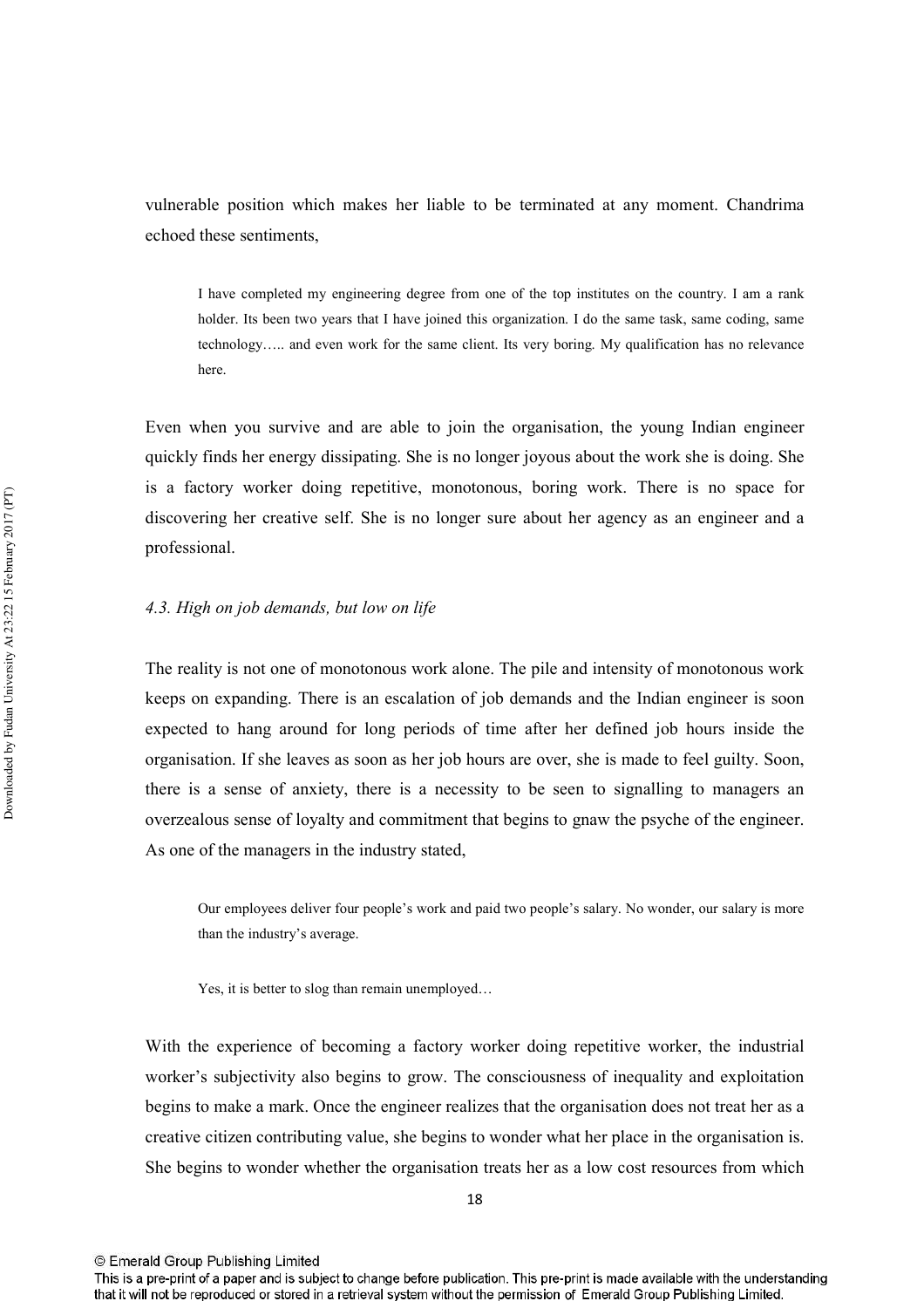vulnerable position which makes her liable to be terminated at any moment. Chandrima echoed these sentiments,

> I have completed my engineering degree from one of the top institutes on the country. I am a rank holder. Its been two years that I have joined this organization. I do the same task, same coding, same technology….. and even work for the same client. Its very boring. My qualification has no relevance here.

Even when you survive and are able to join the organisation, the young Indian engineer quickly finds her energy dissipating. She is no longer joyous about the work she is doing. She is a factory worker doing repetitive, monotonous, boring work. There is no space for discovering her creative self. She is no longer sure about her agency as an engineer and a professional.

### *4.3. High on job demands, but low on life*

The reality is not one of monotonous work alone. The pile and intensity of monotonous work keeps on expanding. There is an escalation of job demands and the Indian engineer is soon expected to hang around for long periods of time after her defined job hours inside the organisation. If she leaves as soon as her job hours are over, she is made to feel guilty. Soon, there is a sense of anxiety, there is a necessity to be seen to signalling to managers an overzealous sense of loyalty and commitment that begins to gnaw the psyche of the engineer. As one of the managers in the industry stated,

> Our employees deliver four people's work and paid two people's salary. No wonder, our salary is more than the industry's average.
>
> Yes, it is better to slog than remain unemployed…

With the experience of becoming a factory worker doing repetitive worker, the industrial worker's subjectivity also begins to grow. The consciousness of inequality and exploitation begins to make a mark. Once the engineer realizes that the organisation does not treat her as a creative citizen contributing value, she begins to wonder what her place in the organisation is. She begins to wonder whether the organisation treats her as a low cost resources from which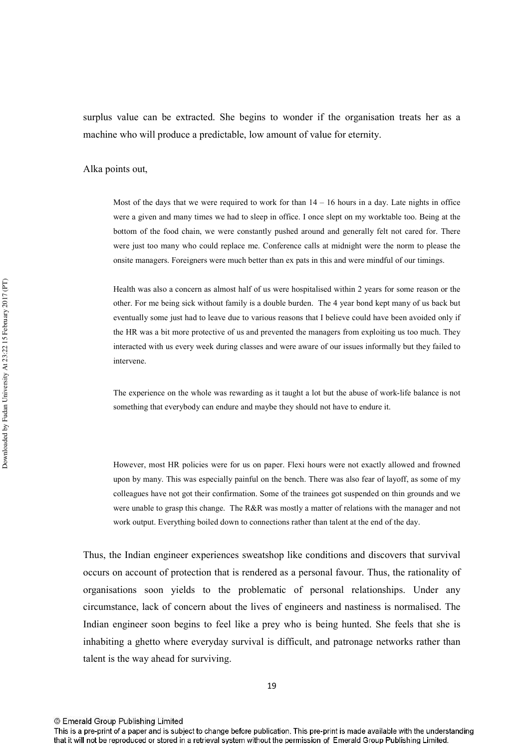surplus value can be extracted. She begins to wonder if the organisation treats her as a machine who will produce a predictable, low amount of value for eternity.

Alka points out,

> Most of the days that we were required to work for than 14 – 16 hours in a day. Late nights in office were a given and many times we had to sleep in office. I once slept on my worktable too. Being at the bottom of the food chain, we were constantly pushed around and generally felt not cared for. There were just too many who could replace me. Conference calls at midnight were the norm to please the onsite managers. Foreigners were much better than ex pats in this and were mindful of our timings.
>
> Health was also a concern as almost half of us were hospitalised within 2 years for some reason or the other. For me being sick without family is a double burden. The 4 year bond kept many of us back but eventually some just had to leave due to various reasons that I believe could have been avoided only if the HR was a bit more protective of us and prevented the managers from exploiting us too much. They interacted with us every week during classes and were aware of our issues informally but they failed to intervene.
>
> The experience on the whole was rewarding as it taught a lot but the abuse of work-life balance is not something that everybody can endure and maybe they should not have to endure it.
>
> However, most HR policies were for us on paper. Flexi hours were not exactly allowed and frowned upon by many. This was especially painful on the bench. There was also fear of layoff, as some of my colleagues have not got their confirmation. Some of the trainees got suspended on thin grounds and we were unable to grasp this change. The R&R was mostly a matter of relations with the manager and not work output. Everything boiled down to connections rather than talent at the end of the day.

Thus, the Indian engineer experiences sweatshop like conditions and discovers that survival occurs on account of protection that is rendered as a personal favour. Thus, the rationality of organisations soon yields to the problematic of personal relationships. Under any circumstance, lack of concern about the lives of engineers and nastiness is normalised. The Indian engineer soon begins to feel like a prey who is being hunted. She feels that she is inhabiting a ghetto where everyday survival is difficult, and patronage networks rather than talent is the way ahead for surviving.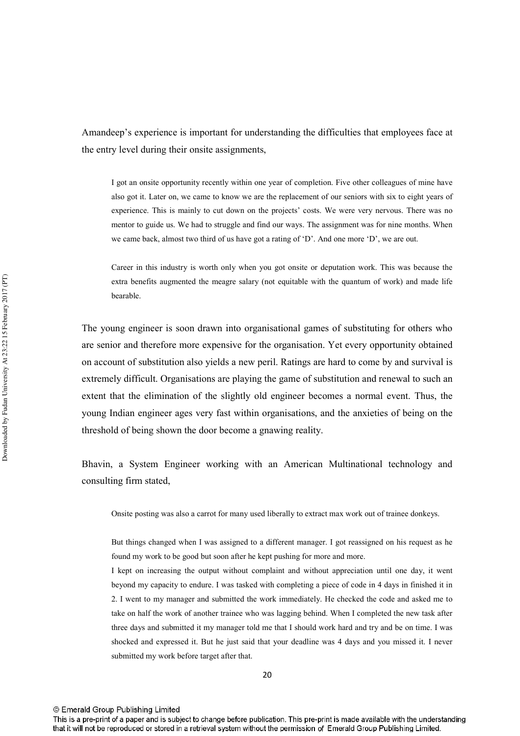Amandeep's experience is important for understanding the difficulties that employees face at the entry level during their onsite assignments,

> I got an onsite opportunity recently within one year of completion. Five other colleagues of mine have also got it. Later on, we came to know we are the replacement of our seniors with six to eight years of experience. This is mainly to cut down on the projects' costs. We were very nervous. There was no mentor to guide us. We had to struggle and find our ways. The assignment was for nine months. When we came back, almost two third of us have got a rating of 'D'. And one more 'D', we are out.
>
> Career in this industry is worth only when you got onsite or deputation work. This was because the extra benefits augmented the meagre salary (not equitable with the quantum of work) and made life bearable.

The young engineer is soon drawn into organisational games of substituting for others who are senior and therefore more expensive for the organisation. Yet every opportunity obtained on account of substitution also yields a new peril. Ratings are hard to come by and survival is extremely difficult. Organisations are playing the game of substitution and renewal to such an extent that the elimination of the slightly old engineer becomes a normal event. Thus, the young Indian engineer ages very fast within organisations, and the anxieties of being on the threshold of being shown the door become a gnawing reality.

Bhavin, a System Engineer working with an American Multinational technology and consulting firm stated,

> Onsite posting was also a carrot for many used liberally to extract max work out of trainee donkeys.
>
> But things changed when I was assigned to a different manager. I got reassigned on his request as he found my work to be good but soon after he kept pushing for more and more.
>
> I kept on increasing the output without complaint and without appreciation until one day, it went beyond my capacity to endure. I was tasked with completing a piece of code in 4 days in finished it in 2. I went to my manager and submitted the work immediately. He checked the code and asked me to take on half the work of another trainee who was lagging behind. When I completed the new task after three days and submitted it my manager told me that I should work hard and try and be on time. I was shocked and expressed it. But he just said that your deadline was 4 days and you missed it. I never submitted my work before target after that.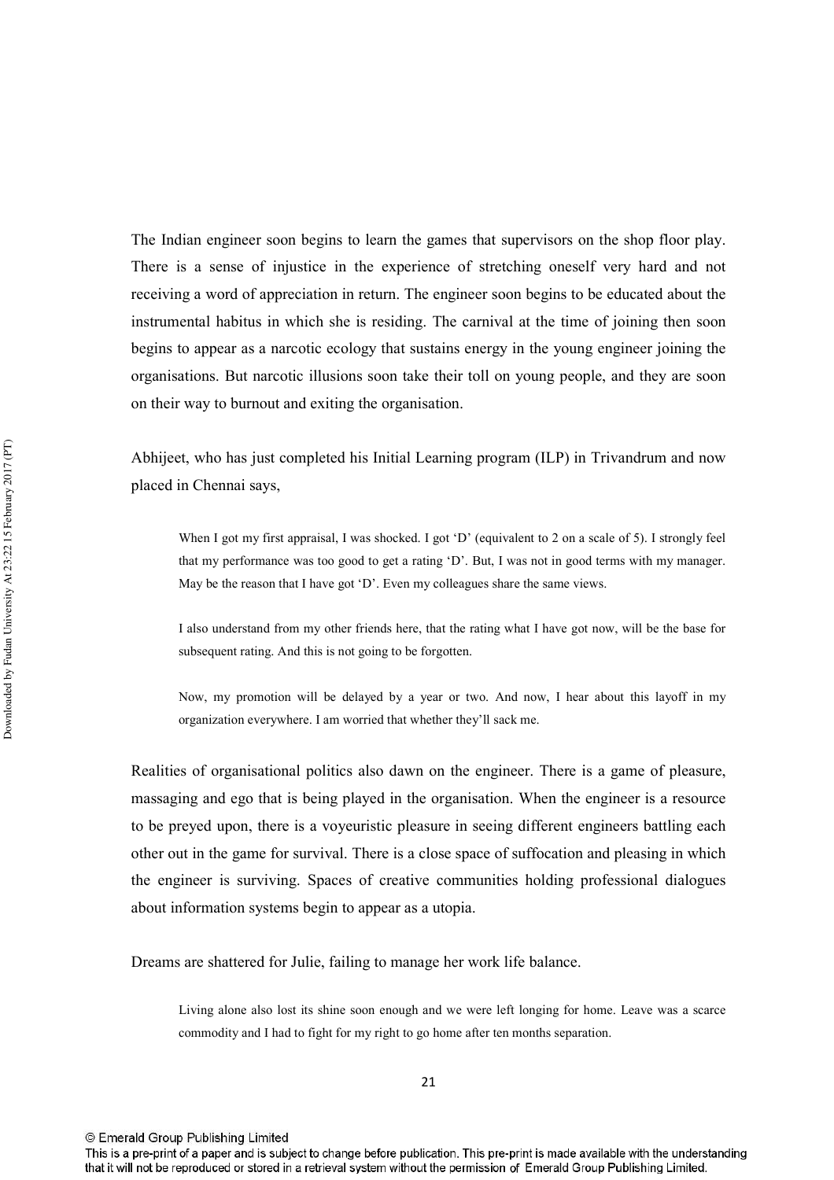The Indian engineer soon begins to learn the games that supervisors on the shop floor play. There is a sense of injustice in the experience of stretching oneself very hard and not receiving a word of appreciation in return. The engineer soon begins to be educated about the instrumental habitus in which she is residing. The carnival at the time of joining then soon begins to appear as a narcotic ecology that sustains energy in the young engineer joining the organisations. But narcotic illusions soon take their toll on young people, and they are soon on their way to burnout and exiting the organisation.

Abhijeet, who has just completed his Initial Learning program (ILP) in Trivandrum and now placed in Chennai says,

> When I got my first appraisal, I was shocked. I got 'D' (equivalent to 2 on a scale of 5). I strongly feel that my performance was too good to get a rating 'D'. But, I was not in good terms with my manager. May be the reason that I have got 'D'. Even my colleagues share the same views.
>
> I also understand from my other friends here, that the rating what I have got now, will be the base for subsequent rating. And this is not going to be forgotten.
>
> Now, my promotion will be delayed by a year or two. And now, I hear about this layoff in my organization everywhere. I am worried that whether they'll sack me.

Realities of organisational politics also dawn on the engineer. There is a game of pleasure, massaging and ego that is being played in the organisation. When the engineer is a resource to be preyed upon, there is a voyeuristic pleasure in seeing different engineers battling each other out in the game for survival. There is a close space of suffocation and pleasing in which the engineer is surviving. Spaces of creative communities holding professional dialogues about information systems begin to appear as a utopia.

Dreams are shattered for Julie, failing to manage her work life balance.

> Living alone also lost its shine soon enough and we were left longing for home. Leave was a scarce commodity and I had to fight for my right to go home after ten months separation.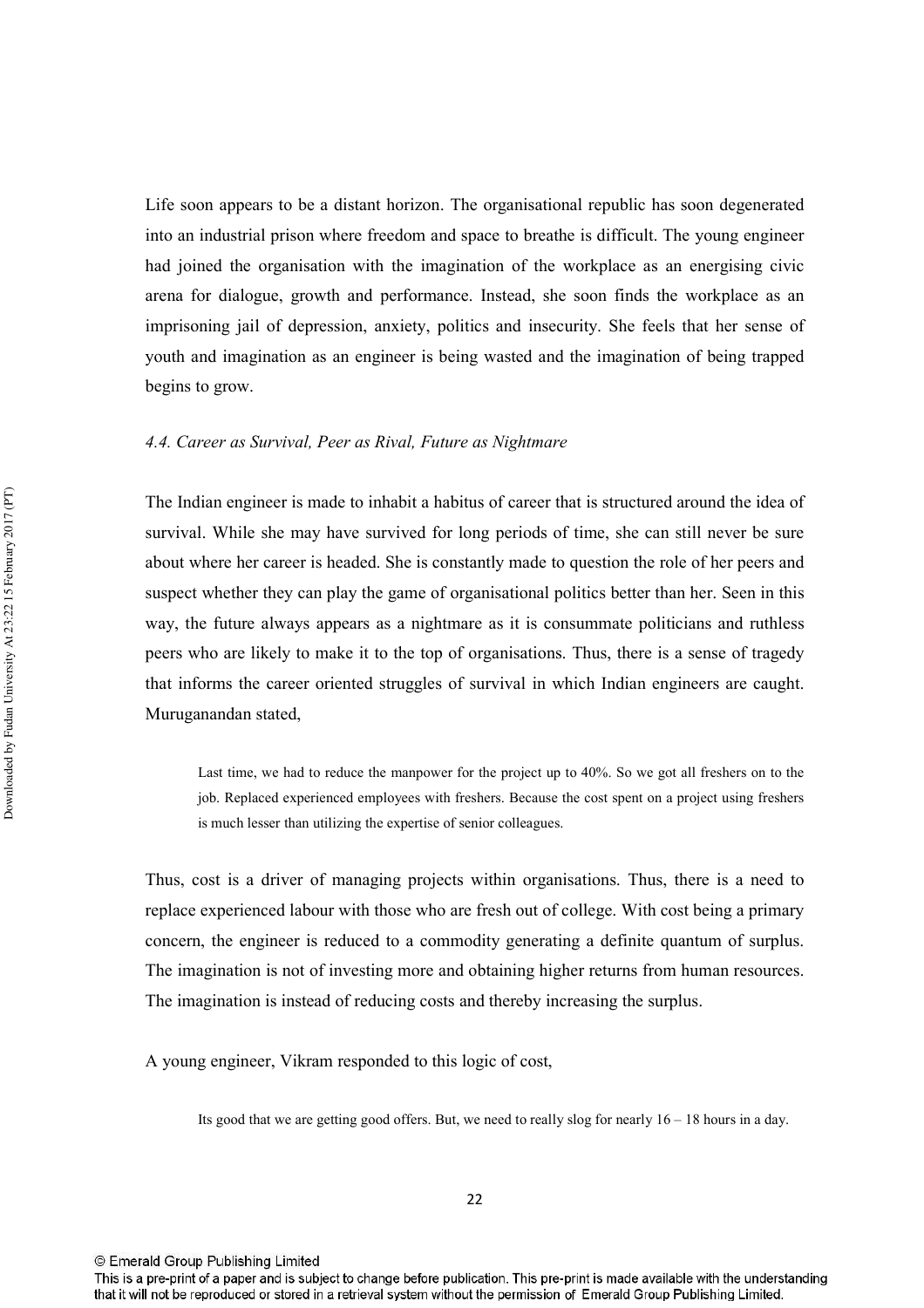Life soon appears to be a distant horizon. The organisational republic has soon degenerated into an industrial prison where freedom and space to breathe is difficult. The young engineer had joined the organisation with the imagination of the workplace as an energising civic arena for dialogue, growth and performance. Instead, she soon finds the workplace as an imprisoning jail of depression, anxiety, politics and insecurity. She feels that her sense of youth and imagination as an engineer is being wasted and the imagination of being trapped begins to grow.

### *4.4. Career as Survival, Peer as Rival, Future as Nightmare*

The Indian engineer is made to inhabit a habitus of career that is structured around the idea of survival. While she may have survived for long periods of time, she can still never be sure about where her career is headed. She is constantly made to question the role of her peers and suspect whether they can play the game of organisational politics better than her. Seen in this way, the future always appears as a nightmare as it is consummate politicians and ruthless peers who are likely to make it to the top of organisations. Thus, there is a sense of tragedy that informs the career oriented struggles of survival in which Indian engineers are caught. Muruganandan stated,

> Last time, we had to reduce the manpower for the project up to 40%. So we got all freshers on to the job. Replaced experienced employees with freshers. Because the cost spent on a project using freshers is much lesser than utilizing the expertise of senior colleagues.

Thus, cost is a driver of managing projects within organisations. Thus, there is a need to replace experienced labour with those who are fresh out of college. With cost being a primary concern, the engineer is reduced to a commodity generating a definite quantum of surplus. The imagination is not of investing more and obtaining higher returns from human resources. The imagination is instead of reducing costs and thereby increasing the surplus.

A young engineer, Vikram responded to this logic of cost,

> Its good that we are getting good offers. But, we need to really slog for nearly 16 – 18 hours in a day.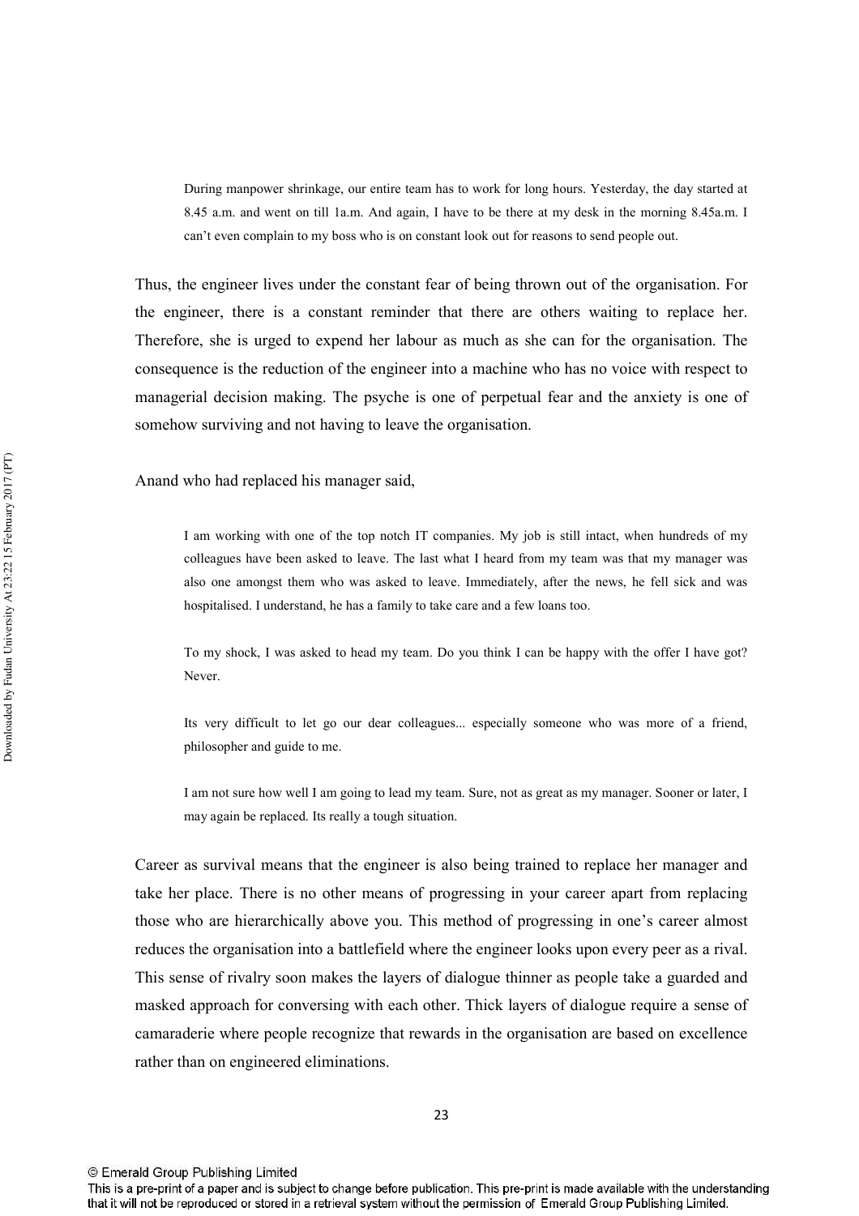> During manpower shrinkage, our entire team has to work for long hours. Yesterday, the day started at 8.45 a.m. and went on till 1a.m. And again, I have to be there at my desk in the morning 8.45a.m. I can't even complain to my boss who is on constant look out for reasons to send people out.

Thus, the engineer lives under the constant fear of being thrown out of the organisation. For the engineer, there is a constant reminder that there are others waiting to replace her. Therefore, she is urged to expend her labour as much as she can for the organisation. The consequence is the reduction of the engineer into a machine who has no voice with respect to managerial decision making. The psyche is one of perpetual fear and the anxiety is one of somehow surviving and not having to leave the organisation.

Anand who had replaced his manager said,

> I am working with one of the top notch IT companies. My job is still intact, when hundreds of my colleagues have been asked to leave. The last what I heard from my team was that my manager was also one amongst them who was asked to leave. Immediately, after the news, he fell sick and was hospitalised. I understand, he has a family to take care and a few loans too.
>
> To my shock, I was asked to head my team. Do you think I can be happy with the offer I have got? Never.
>
> Its very difficult to let go our dear colleagues... especially someone who was more of a friend, philosopher and guide to me.
>
> I am not sure how well I am going to lead my team. Sure, not as great as my manager. Sooner or later, I may again be replaced. Its really a tough situation.

Career as survival means that the engineer is also being trained to replace her manager and take her place. There is no other means of progressing in your career apart from replacing those who are hierarchically above you. This method of progressing in one's career almost reduces the organisation into a battlefield where the engineer looks upon every peer as a rival. This sense of rivalry soon makes the layers of dialogue thinner as people take a guarded and masked approach for conversing with each other. Thick layers of dialogue require a sense of camaraderie where people recognize that rewards in the organisation are based on excellence rather than on engineered eliminations.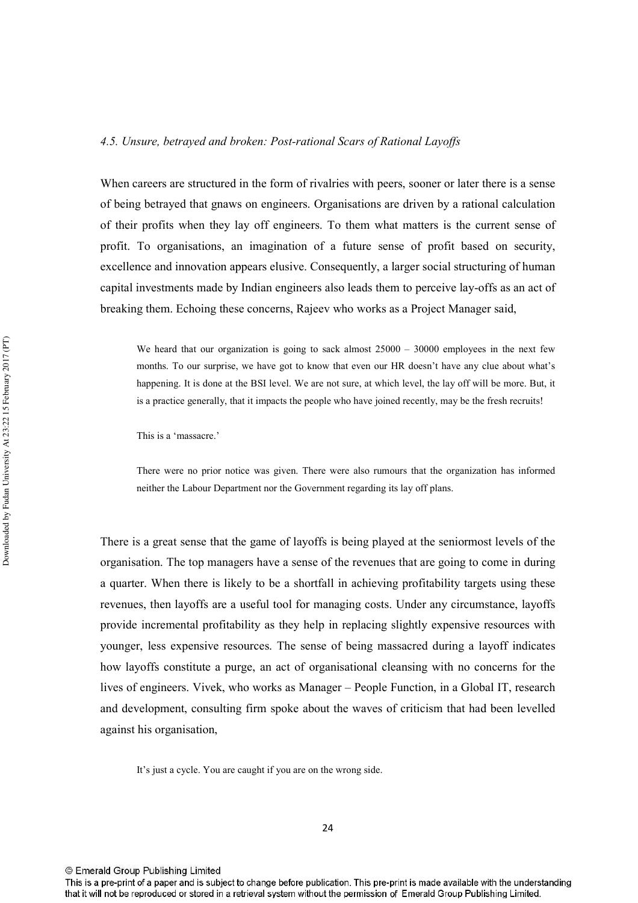*4.5. Unsure, betrayed and broken: Post-rational Scars of Rational Layoffs*

When careers are structured in the form of rivalries with peers, sooner or later there is a sense of being betrayed that gnaws on engineers. Organisations are driven by a rational calculation of their profits when they lay off engineers. To them what matters is the current sense of profit. To organisations, an imagination of a future sense of profit based on security, excellence and innovation appears elusive. Consequently, a larger social structuring of human capital investments made by Indian engineers also leads them to perceive lay-offs as an act of breaking them. Echoing these concerns, Rajeev who works as a Project Manager said,

> We heard that our organization is going to sack almost 25000 – 30000 employees in the next few months. To our surprise, we have got to know that even our HR doesn't have any clue about what's happening. It is done at the BSI level. We are not sure, at which level, the lay off will be more. But, it is a practice generally, that it impacts the people who have joined recently, may be the fresh recruits!
>
> This is a 'massacre.'
>
> There were no prior notice was given. There were also rumours that the organization has informed neither the Labour Department nor the Government regarding its lay off plans.

There is a great sense that the game of layoffs is being played at the seniormost levels of the organisation. The top managers have a sense of the revenues that are going to come in during a quarter. When there is likely to be a shortfall in achieving profitability targets using these revenues, then layoffs are a useful tool for managing costs. Under any circumstance, layoffs provide incremental profitability as they help in replacing slightly expensive resources with younger, less expensive resources. The sense of being massacred during a layoff indicates how layoffs constitute a purge, an act of organisational cleansing with no concerns for the lives of engineers. Vivek, who works as Manager – People Function, in a Global IT, research and development, consulting firm spoke about the waves of criticism that had been levelled against his organisation,

> It's just a cycle. You are caught if you are on the wrong side.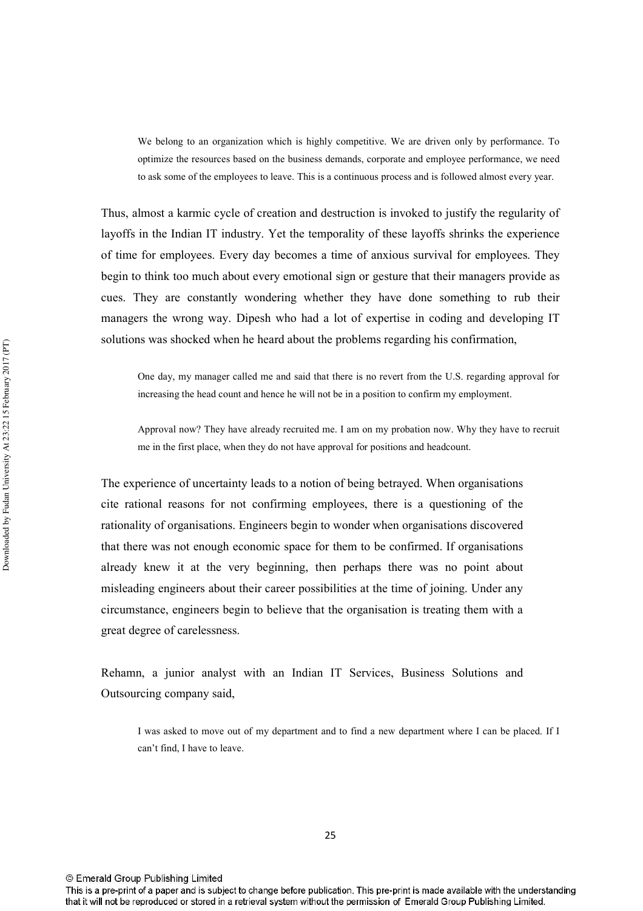> We belong to an organization which is highly competitive. We are driven only by performance. To optimize the resources based on the business demands, corporate and employee performance, we need to ask some of the employees to leave. This is a continuous process and is followed almost every year.

Thus, almost a karmic cycle of creation and destruction is invoked to justify the regularity of layoffs in the Indian IT industry. Yet the temporality of these layoffs shrinks the experience of time for employees. Every day becomes a time of anxious survival for employees. They begin to think too much about every emotional sign or gesture that their managers provide as cues. They are constantly wondering whether they have done something to rub their managers the wrong way. Dipesh who had a lot of expertise in coding and developing IT solutions was shocked when he heard about the problems regarding his confirmation,

> One day, my manager called me and said that there is no revert from the U.S. regarding approval for increasing the head count and hence he will not be in a position to confirm my employment.
>
> Approval now? They have already recruited me. I am on my probation now. Why they have to recruit me in the first place, when they do not have approval for positions and headcount.

The experience of uncertainty leads to a notion of being betrayed. When organisations cite rational reasons for not confirming employees, there is a questioning of the rationality of organisations. Engineers begin to wonder when organisations discovered that there was not enough economic space for them to be confirmed. If organisations already knew it at the very beginning, then perhaps there was no point about misleading engineers about their career possibilities at the time of joining. Under any circumstance, engineers begin to believe that the organisation is treating them with a great degree of carelessness.

Rehamn, a junior analyst with an Indian IT Services, Business Solutions and Outsourcing company said,

> I was asked to move out of my department and to find a new department where I can be placed. If I can't find, I have to leave.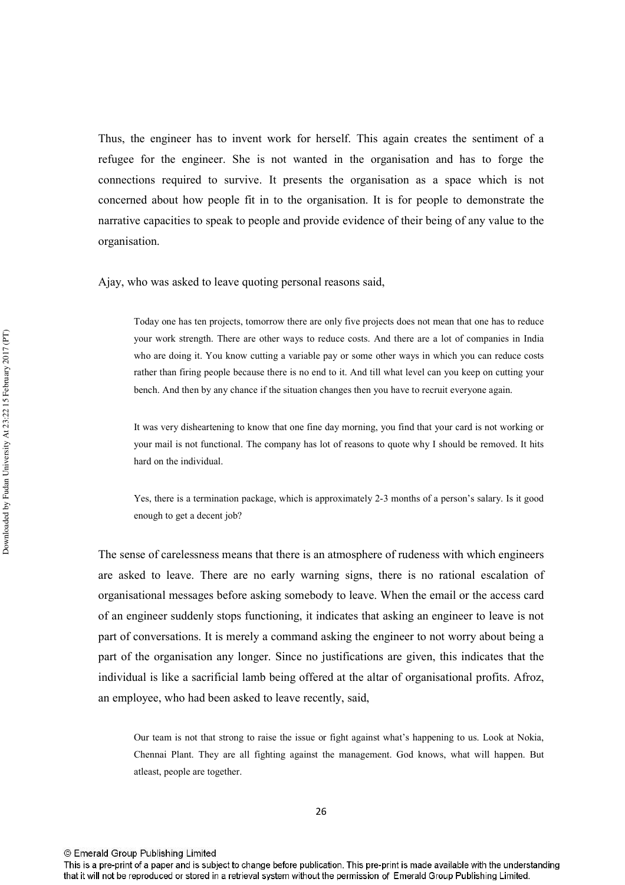Thus, the engineer has to invent work for herself. This again creates the sentiment of a refugee for the engineer. She is not wanted in the organisation and has to forge the connections required to survive. It presents the organisation as a space which is not concerned about how people fit in to the organisation. It is for people to demonstrate the narrative capacities to speak to people and provide evidence of their being of any value to the organisation.

Ajay, who was asked to leave quoting personal reasons said,

> Today one has ten projects, tomorrow there are only five projects does not mean that one has to reduce your work strength. There are other ways to reduce costs. And there are a lot of companies in India who are doing it. You know cutting a variable pay or some other ways in which you can reduce costs rather than firing people because there is no end to it. And till what level can you keep on cutting your bench. And then by any chance if the situation changes then you have to recruit everyone again.
>
> It was very disheartening to know that one fine day morning, you find that your card is not working or your mail is not functional. The company has lot of reasons to quote why I should be removed. It hits hard on the individual.
>
> Yes, there is a termination package, which is approximately 2-3 months of a person's salary. Is it good enough to get a decent job?

The sense of carelessness means that there is an atmosphere of rudeness with which engineers are asked to leave. There are no early warning signs, there is no rational escalation of organisational messages before asking somebody to leave. When the email or the access card of an engineer suddenly stops functioning, it indicates that asking an engineer to leave is not part of conversations. It is merely a command asking the engineer to not worry about being a part of the organisation any longer. Since no justifications are given, this indicates that the individual is like a sacrificial lamb being offered at the altar of organisational profits. Afroz, an employee, who had been asked to leave recently, said,

> Our team is not that strong to raise the issue or fight against what's happening to us. Look at Nokia, Chennai Plant. They are all fighting against the management. God knows, what will happen. But atleast, people are together.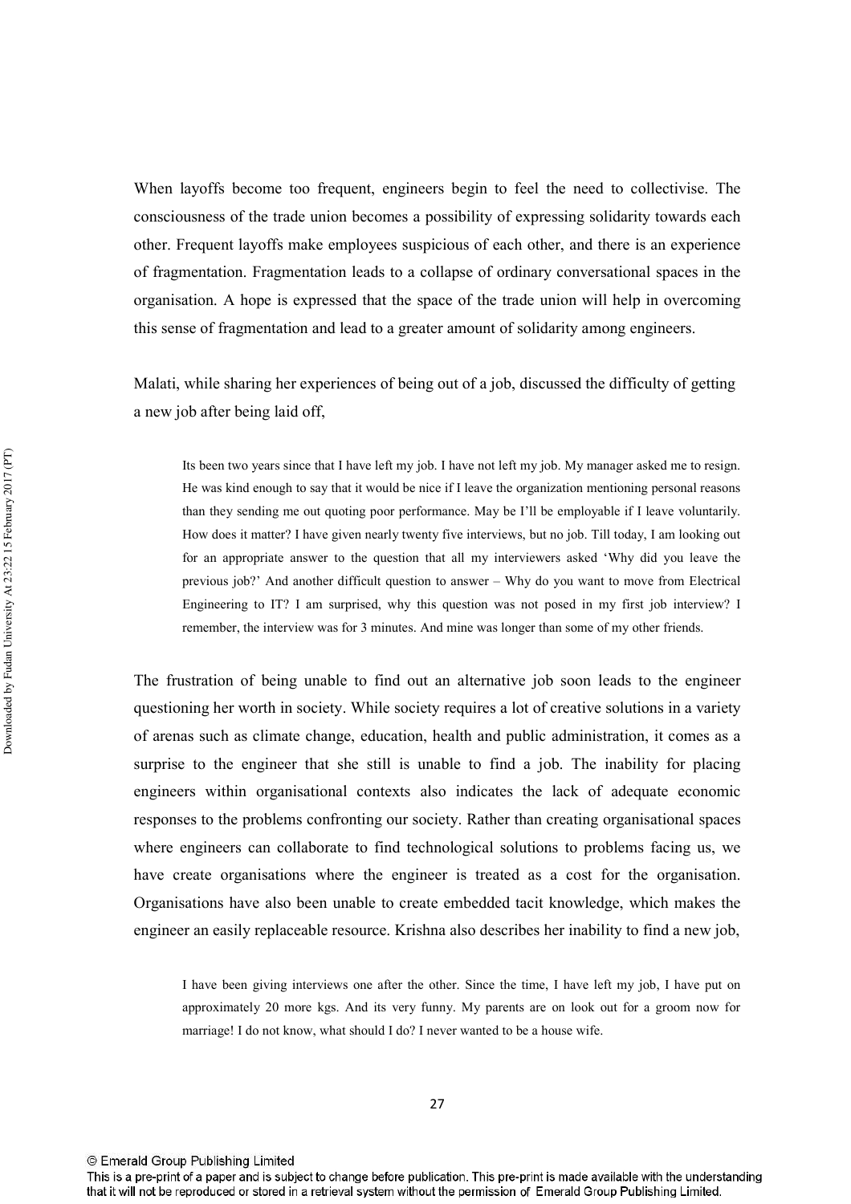When layoffs become too frequent, engineers begin to feel the need to collectivise. The consciousness of the trade union becomes a possibility of expressing solidarity towards each other. Frequent layoffs make employees suspicious of each other, and there is an experience of fragmentation. Fragmentation leads to a collapse of ordinary conversational spaces in the organisation. A hope is expressed that the space of the trade union will help in overcoming this sense of fragmentation and lead to a greater amount of solidarity among engineers.

Malati, while sharing her experiences of being out of a job, discussed the difficulty of getting a new job after being laid off,

> Its been two years since that I have left my job. I have not left my job. My manager asked me to resign. He was kind enough to say that it would be nice if I leave the organization mentioning personal reasons than they sending me out quoting poor performance. May be I'll be employable if I leave voluntarily. How does it matter? I have given nearly twenty five interviews, but no job. Till today, I am looking out for an appropriate answer to the question that all my interviewers asked 'Why did you leave the previous job?' And another difficult question to answer – Why do you want to move from Electrical Engineering to IT? I am surprised, why this question was not posed in my first job interview? I remember, the interview was for 3 minutes. And mine was longer than some of my other friends.

The frustration of being unable to find out an alternative job soon leads to the engineer questioning her worth in society. While society requires a lot of creative solutions in a variety of arenas such as climate change, education, health and public administration, it comes as a surprise to the engineer that she still is unable to find a job. The inability for placing engineers within organisational contexts also indicates the lack of adequate economic responses to the problems confronting our society. Rather than creating organisational spaces where engineers can collaborate to find technological solutions to problems facing us, we have create organisations where the engineer is treated as a cost for the organisation. Organisations have also been unable to create embedded tacit knowledge, which makes the engineer an easily replaceable resource. Krishna also describes her inability to find a new job,

> I have been giving interviews one after the other. Since the time, I have left my job, I have put on approximately 20 more kgs. And its very funny. My parents are on look out for a groom now for marriage! I do not know, what should I do? I never wanted to be a house wife.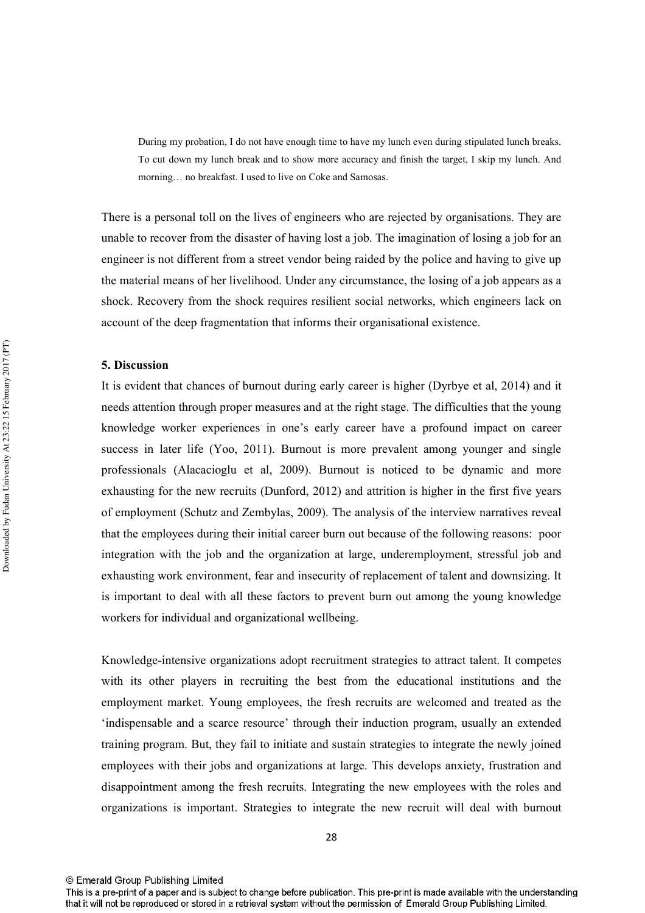> During my probation, I do not have enough time to have my lunch even during stipulated lunch breaks. To cut down my lunch break and to show more accuracy and finish the target, I skip my lunch. And morning… no breakfast. I used to live on Coke and Samosas.

There is a personal toll on the lives of engineers who are rejected by organisations. They are unable to recover from the disaster of having lost a job. The imagination of losing a job for an engineer is not different from a street vendor being raided by the police and having to give up the material means of her livelihood. Under any circumstance, the losing of a job appears as a shock. Recovery from the shock requires resilient social networks, which engineers lack on account of the deep fragmentation that informs their organisational existence.

## 5. Discussion

It is evident that chances of burnout during early career is higher (Dyrbye et al, 2014) and it needs attention through proper measures and at the right stage. The difficulties that the young knowledge worker experiences in one's early career have a profound impact on career success in later life (Yoo, 2011). Burnout is more prevalent among younger and single professionals (Alacacioglu et al, 2009). Burnout is noticed to be dynamic and more exhausting for the new recruits (Dunford, 2012) and attrition is higher in the first five years of employment (Schutz and Zembylas, 2009). The analysis of the interview narratives reveal that the employees during their initial career burn out because of the following reasons: poor integration with the job and the organization at large, underemployment, stressful job and exhausting work environment, fear and insecurity of replacement of talent and downsizing. It is important to deal with all these factors to prevent burn out among the young knowledge workers for individual and organizational wellbeing.

Knowledge-intensive organizations adopt recruitment strategies to attract talent. It competes with its other players in recruiting the best from the educational institutions and the employment market. Young employees, the fresh recruits are welcomed and treated as the 'indispensable and a scarce resource' through their induction program, usually an extended training program. But, they fail to initiate and sustain strategies to integrate the newly joined employees with their jobs and organizations at large. This develops anxiety, frustration and disappointment among the fresh recruits. Integrating the new employees with the roles and organizations is important. Strategies to integrate the new recruit will deal with burnout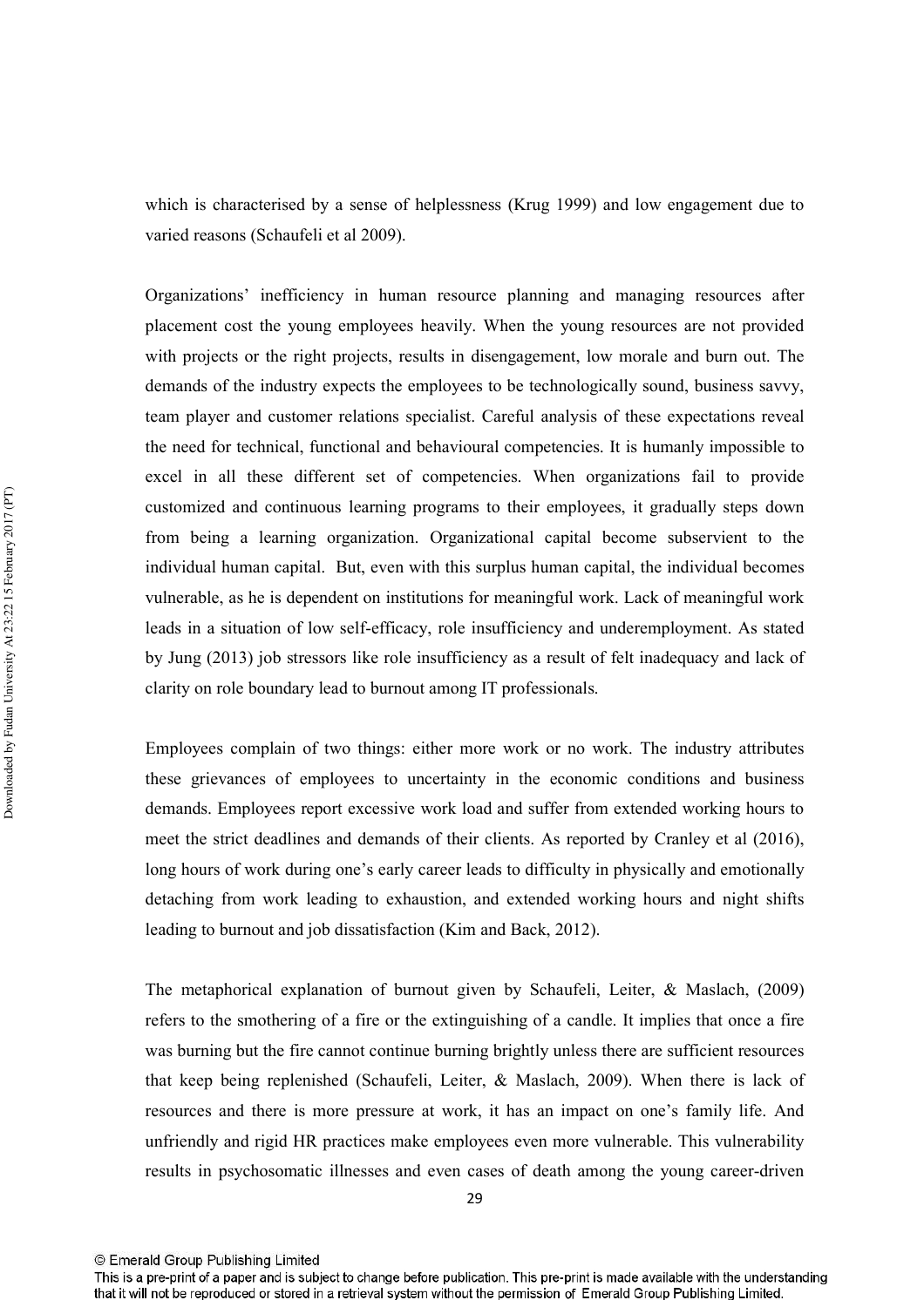which is characterised by a sense of helplessness (Krug 1999) and low engagement due to varied reasons (Schaufeli et al 2009).

Organizations' inefficiency in human resource planning and managing resources after placement cost the young employees heavily. When the young resources are not provided with projects or the right projects, results in disengagement, low morale and burn out. The demands of the industry expects the employees to be technologically sound, business savvy, team player and customer relations specialist. Careful analysis of these expectations reveal the need for technical, functional and behavioural competencies. It is humanly impossible to excel in all these different set of competencies. When organizations fail to provide customized and continuous learning programs to their employees, it gradually steps down from being a learning organization. Organizational capital become subservient to the individual human capital. But, even with this surplus human capital, the individual becomes vulnerable, as he is dependent on institutions for meaningful work. Lack of meaningful work leads in a situation of low self-efficacy, role insufficiency and underemployment. As stated by Jung (2013) job stressors like role insufficiency as a result of felt inadequacy and lack of clarity on role boundary lead to burnout among IT professionals.

Employees complain of two things: either more work or no work. The industry attributes these grievances of employees to uncertainty in the economic conditions and business demands. Employees report excessive work load and suffer from extended working hours to meet the strict deadlines and demands of their clients. As reported by Cranley et al (2016), long hours of work during one's early career leads to difficulty in physically and emotionally detaching from work leading to exhaustion, and extended working hours and night shifts leading to burnout and job dissatisfaction (Kim and Back, 2012).

The metaphorical explanation of burnout given by Schaufeli, Leiter, & Maslach, (2009) refers to the smothering of a fire or the extinguishing of a candle. It implies that once a fire was burning but the fire cannot continue burning brightly unless there are sufficient resources that keep being replenished (Schaufeli, Leiter, & Maslach, 2009). When there is lack of resources and there is more pressure at work, it has an impact on one's family life. And unfriendly and rigid HR practices make employees even more vulnerable. This vulnerability results in psychosomatic illnesses and even cases of death among the young career-driven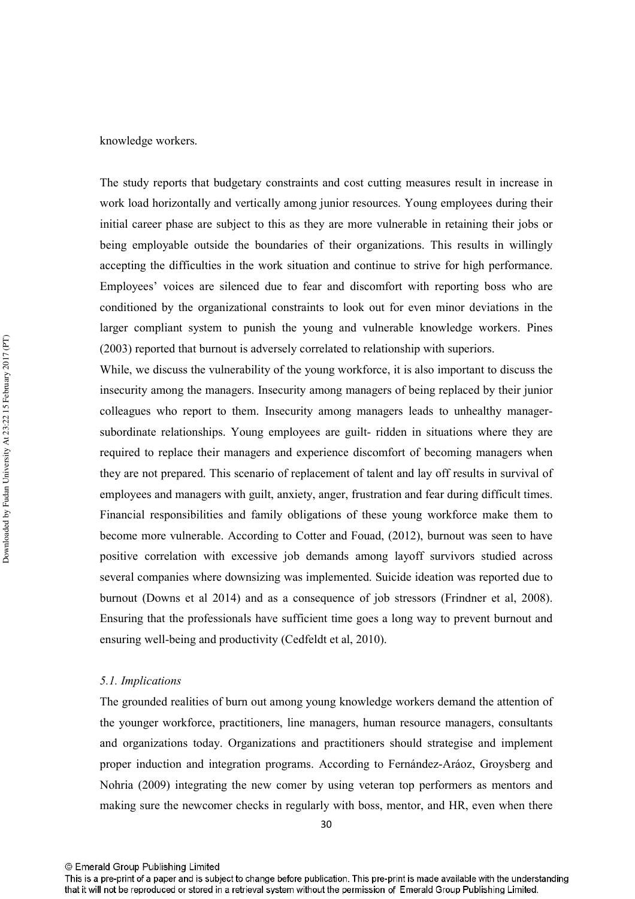knowledge workers.

The study reports that budgetary constraints and cost cutting measures result in increase in work load horizontally and vertically among junior resources. Young employees during their initial career phase are subject to this as they are more vulnerable in retaining their jobs or being employable outside the boundaries of their organizations. This results in willingly accepting the difficulties in the work situation and continue to strive for high performance. Employees' voices are silenced due to fear and discomfort with reporting boss who are conditioned by the organizational constraints to look out for even minor deviations in the larger compliant system to punish the young and vulnerable knowledge workers. Pines (2003) reported that burnout is adversely correlated to relationship with superiors.

While, we discuss the vulnerability of the young workforce, it is also important to discuss the insecurity among the managers. Insecurity among managers of being replaced by their junior colleagues who report to them. Insecurity among managers leads to unhealthy manager-subordinate relationships. Young employees are guilt- ridden in situations where they are required to replace their managers and experience discomfort of becoming managers when they are not prepared. This scenario of replacement of talent and lay off results in survival of employees and managers with guilt, anxiety, anger, frustration and fear during difficult times. Financial responsibilities and family obligations of these young workforce make them to become more vulnerable. According to Cotter and Fouad, (2012), burnout was seen to have positive correlation with excessive job demands among layoff survivors studied across several companies where downsizing was implemented. Suicide ideation was reported due to burnout (Downs et al 2014) and as a consequence of job stressors (Frindner et al, 2008). Ensuring that the professionals have sufficient time goes a long way to prevent burnout and ensuring well-being and productivity (Cedfeldt et al, 2010).

### *5.1. Implications*

The grounded realities of burn out among young knowledge workers demand the attention of the younger workforce, practitioners, line managers, human resource managers, consultants and organizations today. Organizations and practitioners should strategise and implement proper induction and integration programs. According to Fernández-Aráoz, Groysberg and Nohria (2009) integrating the new comer by using veteran top performers as mentors and making sure the newcomer checks in regularly with boss, mentor, and HR, even when there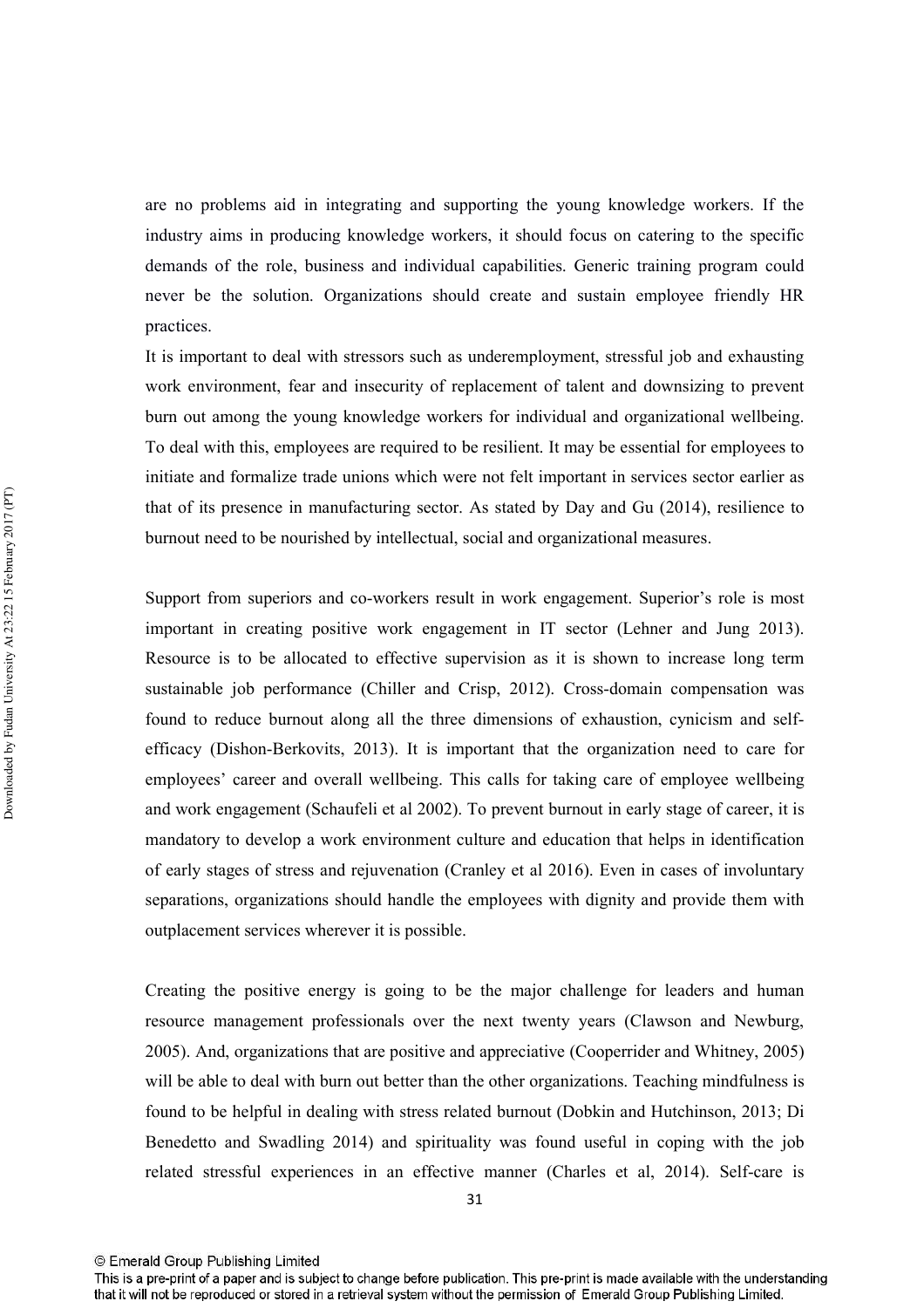are no problems aid in integrating and supporting the young knowledge workers. If the industry aims in producing knowledge workers, it should focus on catering to the specific demands of the role, business and individual capabilities. Generic training program could never be the solution. Organizations should create and sustain employee friendly HR practices.

It is important to deal with stressors such as underemployment, stressful job and exhausting work environment, fear and insecurity of replacement of talent and downsizing to prevent burn out among the young knowledge workers for individual and organizational wellbeing. To deal with this, employees are required to be resilient. It may be essential for employees to initiate and formalize trade unions which were not felt important in services sector earlier as that of its presence in manufacturing sector. As stated by Day and Gu (2014), resilience to burnout need to be nourished by intellectual, social and organizational measures.

Support from superiors and co-workers result in work engagement. Superior's role is most important in creating positive work engagement in IT sector (Lehner and Jung 2013). Resource is to be allocated to effective supervision as it is shown to increase long term sustainable job performance (Chiller and Crisp, 2012). Cross-domain compensation was found to reduce burnout along all the three dimensions of exhaustion, cynicism and self-efficacy (Dishon-Berkovits, 2013). It is important that the organization need to care for employees' career and overall wellbeing. This calls for taking care of employee wellbeing and work engagement (Schaufeli et al 2002). To prevent burnout in early stage of career, it is mandatory to develop a work environment culture and education that helps in identification of early stages of stress and rejuvenation (Cranley et al 2016). Even in cases of involuntary separations, organizations should handle the employees with dignity and provide them with outplacement services wherever it is possible.

Creating the positive energy is going to be the major challenge for leaders and human resource management professionals over the next twenty years (Clawson and Newburg, 2005). And, organizations that are positive and appreciative (Cooperrider and Whitney, 2005) will be able to deal with burn out better than the other organizations. Teaching mindfulness is found to be helpful in dealing with stress related burnout (Dobkin and Hutchinson, 2013; Di Benedetto and Swadling 2014) and spirituality was found useful in coping with the job related stressful experiences in an effective manner (Charles et al, 2014). Self-care is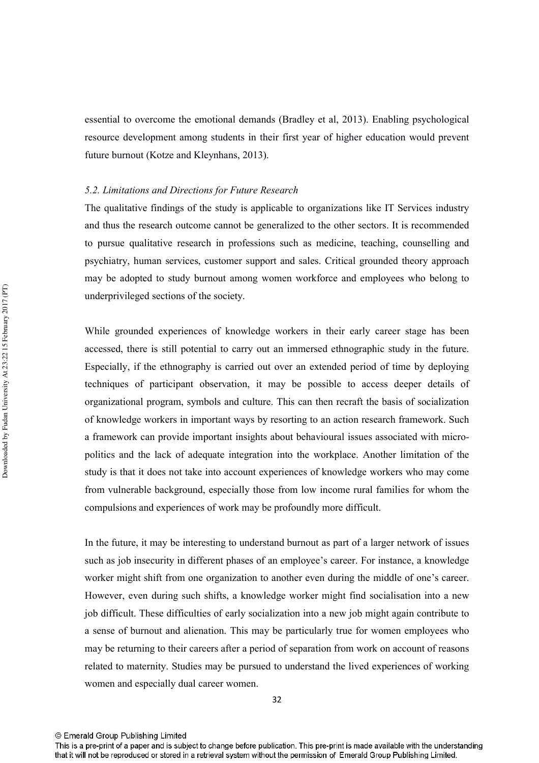essential to overcome the emotional demands (Bradley et al, 2013). Enabling psychological resource development among students in their first year of higher education would prevent future burnout (Kotze and Kleynhans, 2013).

### *5.2. Limitations and Directions for Future Research*

The qualitative findings of the study is applicable to organizations like IT Services industry and thus the research outcome cannot be generalized to the other sectors. It is recommended to pursue qualitative research in professions such as medicine, teaching, counselling and psychiatry, human services, customer support and sales. Critical grounded theory approach may be adopted to study burnout among women workforce and employees who belong to underprivileged sections of the society.

While grounded experiences of knowledge workers in their early career stage has been accessed, there is still potential to carry out an immersed ethnographic study in the future. Especially, if the ethnography is carried out over an extended period of time by deploying techniques of participant observation, it may be possible to access deeper details of organizational program, symbols and culture. This can then recraft the basis of socialization of knowledge workers in important ways by resorting to an action research framework. Such a framework can provide important insights about behavioural issues associated with micro-politics and the lack of adequate integration into the workplace. Another limitation of the study is that it does not take into account experiences of knowledge workers who may come from vulnerable background, especially those from low income rural families for whom the compulsions and experiences of work may be profoundly more difficult.

In the future, it may be interesting to understand burnout as part of a larger network of issues such as job insecurity in different phases of an employee's career. For instance, a knowledge worker might shift from one organization to another even during the middle of one's career. However, even during such shifts, a knowledge worker might find socialisation into a new job difficult. These difficulties of early socialization into a new job might again contribute to a sense of burnout and alienation. This may be particularly true for women employees who may be returning to their careers after a period of separation from work on account of reasons related to maternity. Studies may be pursued to understand the lived experiences of working women and especially dual career women.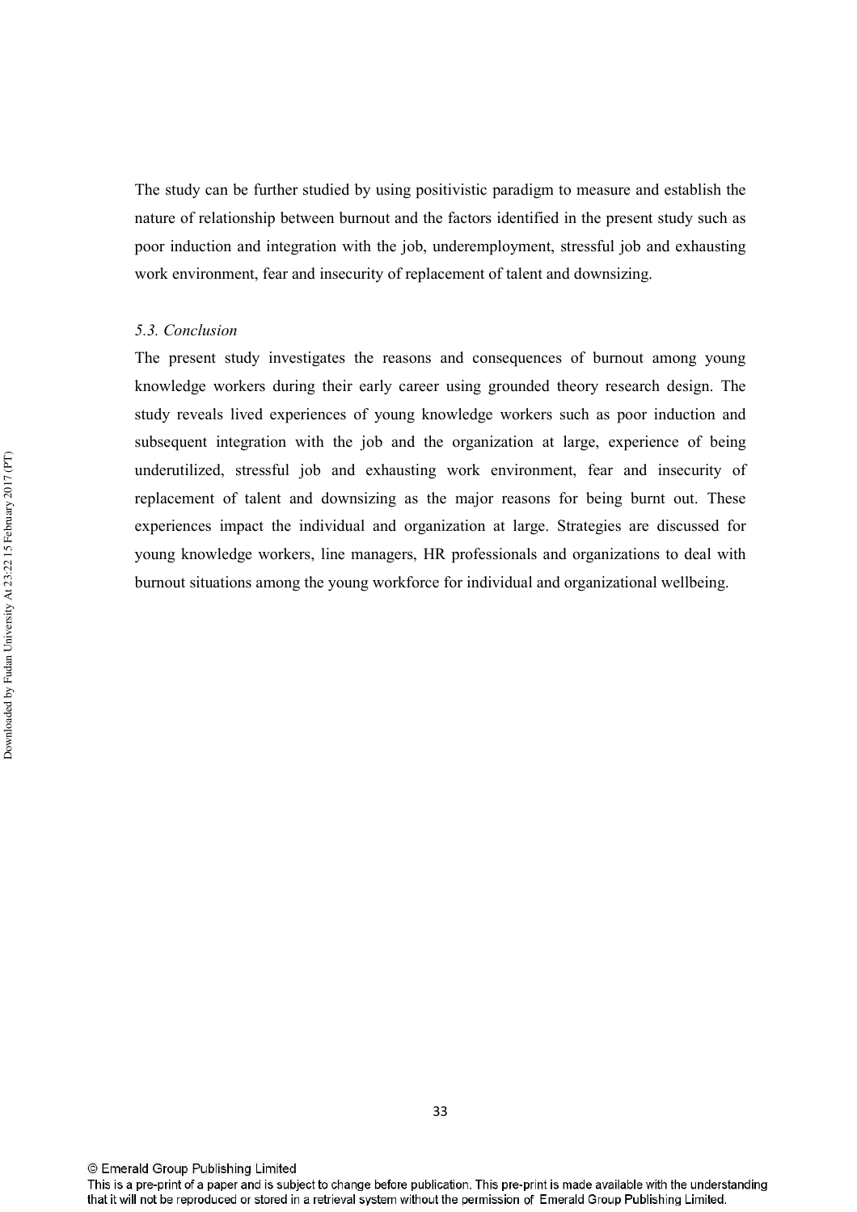The study can be further studied by using positivistic paradigm to measure and establish the nature of relationship between burnout and the factors identified in the present study such as poor induction and integration with the job, underemployment, stressful job and exhausting work environment, fear and insecurity of replacement of talent and downsizing.

### *5.3. Conclusion*

The present study investigates the reasons and consequences of burnout among young knowledge workers during their early career using grounded theory research design. The study reveals lived experiences of young knowledge workers such as poor induction and subsequent integration with the job and the organization at large, experience of being underutilized, stressful job and exhausting work environment, fear and insecurity of replacement of talent and downsizing as the major reasons for being burnt out. These experiences impact the individual and organization at large. Strategies are discussed for young knowledge workers, line managers, HR professionals and organizations to deal with burnout situations among the young workforce for individual and organizational wellbeing.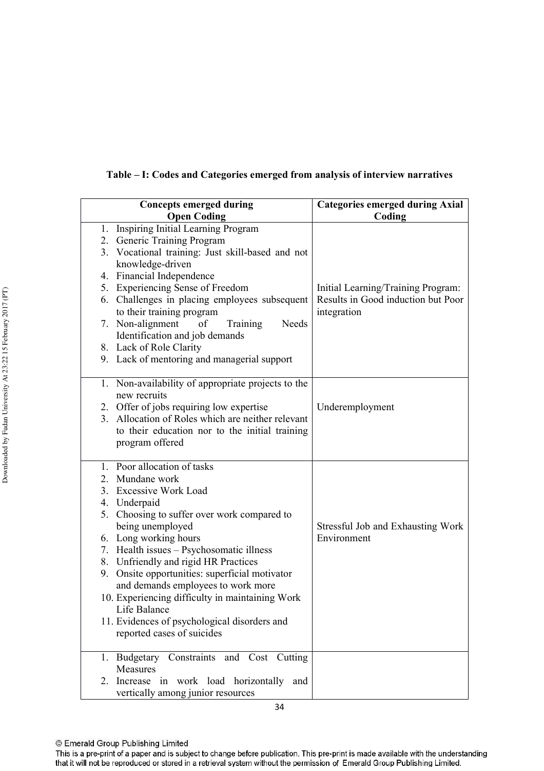**Table – I: Codes and Categories emerged from analysis of interview narratives**

| Concepts emerged during Open Coding | Categories emerged during Axial Coding |
|---|---|
| 1. Inspiring Initial Learning Program<br>2. Generic Training Program<br>3. Vocational training: Just skill-based and not knowledge-driven<br>4. Financial Independence<br>5. Experiencing Sense of Freedom<br>6. Challenges in placing employees subsequent to their training program<br>7. Non-alignment of Training Needs Identification and job demands<br>8. Lack of Role Clarity<br>9. Lack of mentoring and managerial support | Initial Learning/Training Program: Results in Good induction but Poor integration |
| 1. Non-availability of appropriate projects to the new recruits<br>2. Offer of jobs requiring low expertise<br>3. Allocation of Roles which are neither relevant to their education nor to the initial training program offered | Underemployment |
| 1. Poor allocation of tasks<br>2. Mundane work<br>3. Excessive Work Load<br>4. Underpaid<br>5. Choosing to suffer over work compared to being unemployed<br>6. Long working hours<br>7. Health issues – Psychosomatic illness<br>8. Unfriendly and rigid HR Practices<br>9. Onsite opportunities: superficial motivator and demands employees to work more<br>10. Experiencing difficulty in maintaining Work Life Balance<br>11. Evidences of psychological disorders and reported cases of suicides | Stressful Job and Exhausting Work Environment |
| 1. Budgetary Constraints and Cost Cutting Measures<br>2. Increase in work load horizontally and vertically among junior resources | |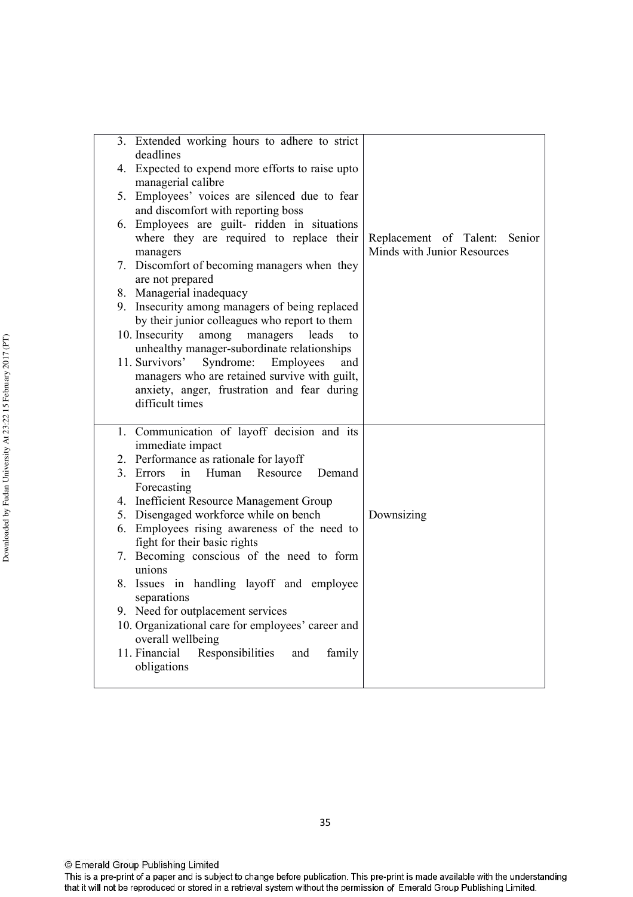| | |
|---|---|
| 3. Extended working hours to adhere to strict deadlines<br>4. Expected to expend more efforts to raise upto managerial calibre<br>5. Employees' voices are silenced due to fear and discomfort with reporting boss<br>6. Employees are guilt- ridden in situations where they are required to replace their managers<br>7. Discomfort of becoming managers when they are not prepared<br>8. Managerial inadequacy<br>9. Insecurity among managers of being replaced by their junior colleagues who report to them<br>10. Insecurity among managers leads to unhealthy manager-subordinate relationships<br>11. Survivors' Syndrome: Employees and managers who are retained survive with guilt, anxiety, anger, frustration and fear during difficult times | Replacement of Talent: Senior Minds with Junior Resources |
| 1. Communication of layoff decision and its immediate impact<br>2. Performance as rationale for layoff<br>3. Errors in Human Resource Demand Forecasting<br>4. Inefficient Resource Management Group<br>5. Disengaged workforce while on bench<br>6. Employees rising awareness of the need to fight for their basic rights<br>7. Becoming conscious of the need to form unions<br>8. Issues in handling layoff and employee separations<br>9. Need for outplacement services<br>10. Organizational care for employees' career and overall wellbeing<br>11. Financial Responsibilities and family obligations | Downsizing |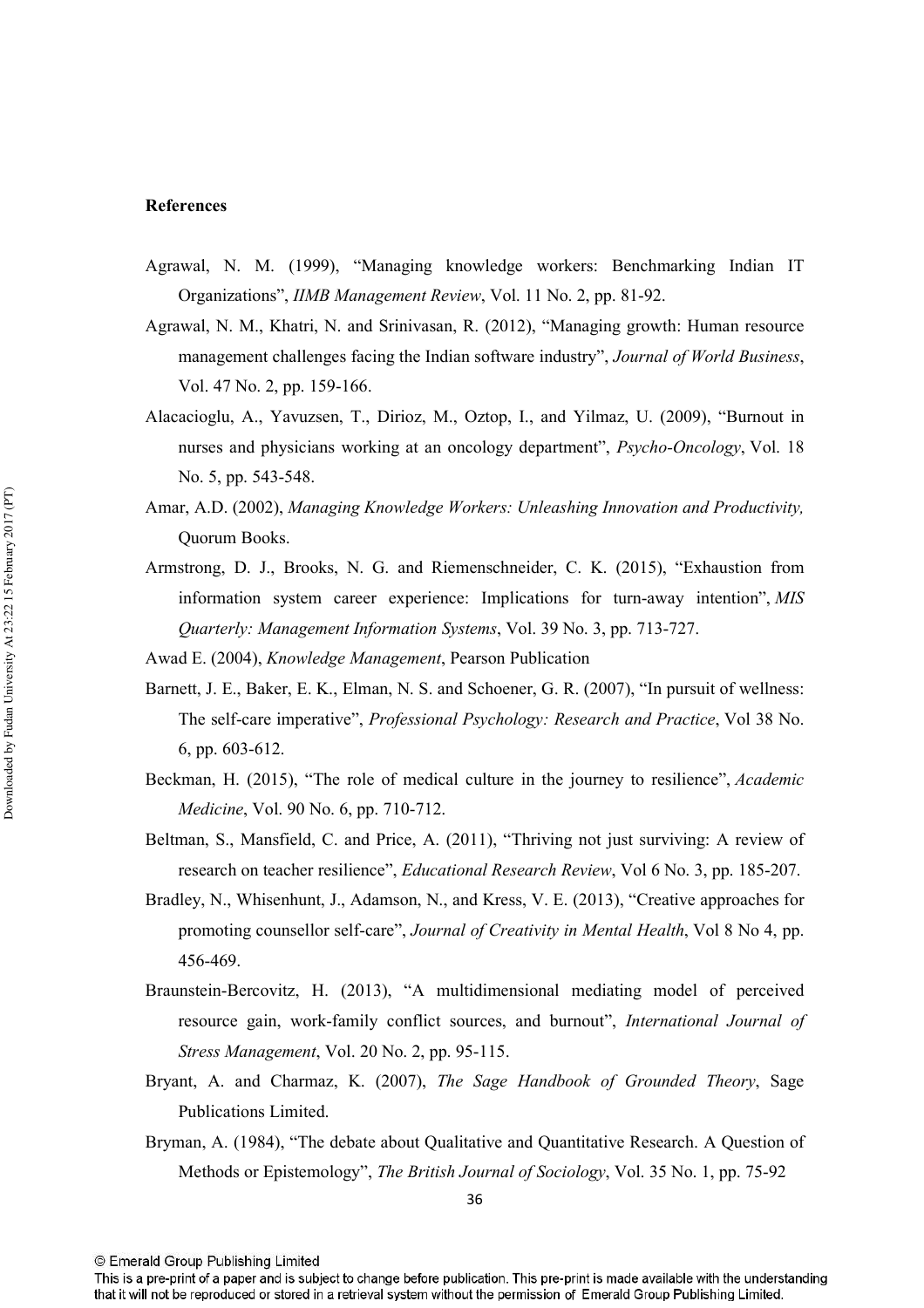**References**

Agrawal, N. M. (1999), "Managing knowledge workers: Benchmarking Indian IT Organizations", *IIMB Management Review*, Vol. 11 No. 2, pp. 81-92.

Agrawal, N. M., Khatri, N. and Srinivasan, R. (2012), "Managing growth: Human resource management challenges facing the Indian software industry", *Journal of World Business*, Vol. 47 No. 2, pp. 159-166.

Alacacioglu, A., Yavuzsen, T., Dirioz, M., Oztop, I., and Yilmaz, U. (2009), "Burnout in nurses and physicians working at an oncology department", *Psycho-Oncology*, Vol. 18 No. 5, pp. 543-548.

Amar, A.D. (2002), *Managing Knowledge Workers: Unleashing Innovation and Productivity,* Quorum Books.

Armstrong, D. J., Brooks, N. G. and Riemenschneider, C. K. (2015), "Exhaustion from information system career experience: Implications for turn-away intention", *MIS Quarterly: Management Information Systems*, Vol. 39 No. 3, pp. 713-727.

Awad E. (2004), *Knowledge Management*, Pearson Publication

Barnett, J. E., Baker, E. K., Elman, N. S. and Schoener, G. R. (2007), "In pursuit of wellness: The self-care imperative", *Professional Psychology: Research and Practice*, Vol 38 No. 6, pp. 603-612.

Beckman, H. (2015), "The role of medical culture in the journey to resilience", *Academic Medicine*, Vol. 90 No. 6, pp. 710-712.

Beltman, S., Mansfield, C. and Price, A. (2011), "Thriving not just surviving: A review of research on teacher resilience", *Educational Research Review*, Vol 6 No. 3, pp. 185-207.

Bradley, N., Whisenhunt, J., Adamson, N., and Kress, V. E. (2013), "Creative approaches for promoting counsellor self-care", *Journal of Creativity in Mental Health*, Vol 8 No 4, pp. 456-469.

Braunstein-Bercovitz, H. (2013), "A multidimensional mediating model of perceived resource gain, work-family conflict sources, and burnout", *International Journal of Stress Management*, Vol. 20 No. 2, pp. 95-115.

Bryant, A. and Charmaz, K. (2007), *The Sage Handbook of Grounded Theory*, Sage Publications Limited.

Bryman, A. (1984), "The debate about Qualitative and Quantitative Research. A Question of Methods or Epistemology", *The British Journal of Sociology*, Vol. 35 No. 1, pp. 75-92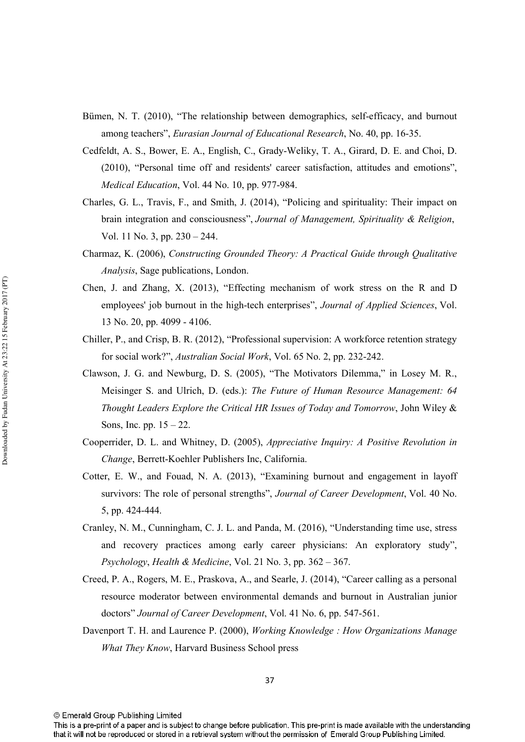Bümen, N. T. (2010), "The relationship between demographics, self-efficacy, and burnout among teachers", *Eurasian Journal of Educational Research*, No. 40, pp. 16-35.

Cedfeldt, A. S., Bower, E. A., English, C., Grady-Weliky, T. A., Girard, D. E. and Choi, D. (2010), "Personal time off and residents' career satisfaction, attitudes and emotions", *Medical Education*, Vol. 44 No. 10, pp. 977-984.

Charles, G. L., Travis, F., and Smith, J. (2014), "Policing and spirituality: Their impact on brain integration and consciousness", *Journal of Management, Spirituality & Religion*, Vol. 11 No. 3, pp. 230 – 244.

Charmaz, K. (2006), *Constructing Grounded Theory: A Practical Guide through Qualitative Analysis*, Sage publications, London.

Chen, J. and Zhang, X. (2013), "Effecting mechanism of work stress on the R and D employees' job burnout in the high-tech enterprises", *Journal of Applied Sciences*, Vol. 13 No. 20, pp. 4099 - 4106.

Chiller, P., and Crisp, B. R. (2012), "Professional supervision: A workforce retention strategy for social work?", *Australian Social Work*, Vol. 65 No. 2, pp. 232-242.

Clawson, J. G. and Newburg, D. S. (2005), "The Motivators Dilemma," in Losey M. R., Meisinger S. and Ulrich, D. (eds.): *The Future of Human Resource Management: 64 Thought Leaders Explore the Critical HR Issues of Today and Tomorrow*, John Wiley & Sons, Inc. pp. 15 – 22.

Cooperrider, D. L. and Whitney, D. (2005), *Appreciative Inquiry: A Positive Revolution in Change*, Berrett-Koehler Publishers Inc, California.

Cotter, E. W., and Fouad, N. A. (2013), "Examining burnout and engagement in layoff survivors: The role of personal strengths", *Journal of Career Development*, Vol. 40 No. 5, pp. 424-444.

Cranley, N. M., Cunningham, C. J. L. and Panda, M. (2016), "Understanding time use, stress and recovery practices among early career physicians: An exploratory study", *Psychology*, *Health & Medicine*, Vol. 21 No. 3, pp. 362 – 367.

Creed, P. A., Rogers, M. E., Praskova, A., and Searle, J. (2014), "Career calling as a personal resource moderator between environmental demands and burnout in Australian junior doctors" *Journal of Career Development*, Vol. 41 No. 6, pp. 547-561.

Davenport T. H. and Laurence P. (2000), *Working Knowledge : How Organizations Manage What They Know*, Harvard Business School press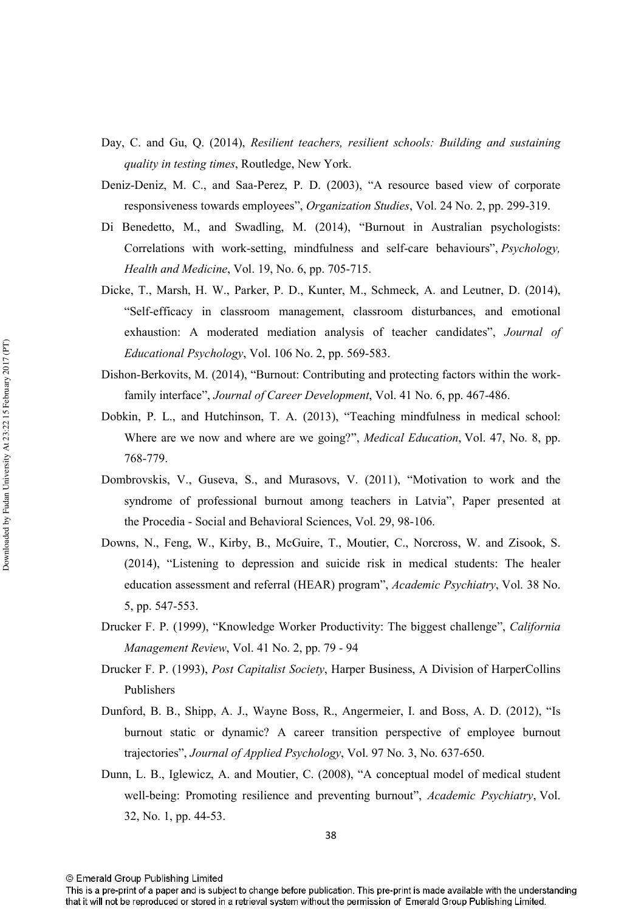Day, C. and Gu, Q. (2014), *Resilient teachers, resilient schools: Building and sustaining quality in testing times*, Routledge, New York.

Deniz-Deniz, M. C., and Saa-Perez, P. D. (2003), "A resource based view of corporate responsiveness towards employees", *Organization Studies*, Vol. 24 No. 2, pp. 299-319.

Di Benedetto, M., and Swadling, M. (2014), "Burnout in Australian psychologists: Correlations with work-setting, mindfulness and self-care behaviours", *Psychology, Health and Medicine*, Vol. 19, No. 6, pp. 705-715.

Dicke, T., Marsh, H. W., Parker, P. D., Kunter, M., Schmeck, A. and Leutner, D. (2014), "Self-efficacy in classroom management, classroom disturbances, and emotional exhaustion: A moderated mediation analysis of teacher candidates", *Journal of Educational Psychology*, Vol. 106 No. 2, pp. 569-583.

Dishon-Berkovits, M. (2014), "Burnout: Contributing and protecting factors within the work-family interface", *Journal of Career Development*, Vol. 41 No. 6, pp. 467-486.

Dobkin, P. L., and Hutchinson, T. A. (2013), "Teaching mindfulness in medical school: Where are we now and where are we going?", *Medical Education*, Vol. 47, No. 8, pp. 768-779.

Dombrovskis, V., Guseva, S., and Murasovs, V. (2011), "Motivation to work and the syndrome of professional burnout among teachers in Latvia", Paper presented at the Procedia - Social and Behavioral Sciences, Vol. 29, 98-106.

Downs, N., Feng, W., Kirby, B., McGuire, T., Moutier, C., Norcross, W. and Zisook, S. (2014), "Listening to depression and suicide risk in medical students: The healer education assessment and referral (HEAR) program", *Academic Psychiatry*, Vol. 38 No. 5, pp. 547-553.

Drucker F. P. (1999), "Knowledge Worker Productivity: The biggest challenge", *California Management Review*, Vol. 41 No. 2, pp. 79 - 94

Drucker F. P. (1993), *Post Capitalist Society*, Harper Business, A Division of HarperCollins Publishers

Dunford, B. B., Shipp, A. J., Wayne Boss, R., Angermeier, I. and Boss, A. D. (2012), "Is burnout static or dynamic? A career transition perspective of employee burnout trajectories", *Journal of Applied Psychology*, Vol. 97 No. 3, No. 637-650.

Dunn, L. B., Iglewicz, A. and Moutier, C. (2008), "A conceptual model of medical student well-being: Promoting resilience and preventing burnout", *Academic Psychiatry*, Vol. 32, No. 1, pp. 44-53.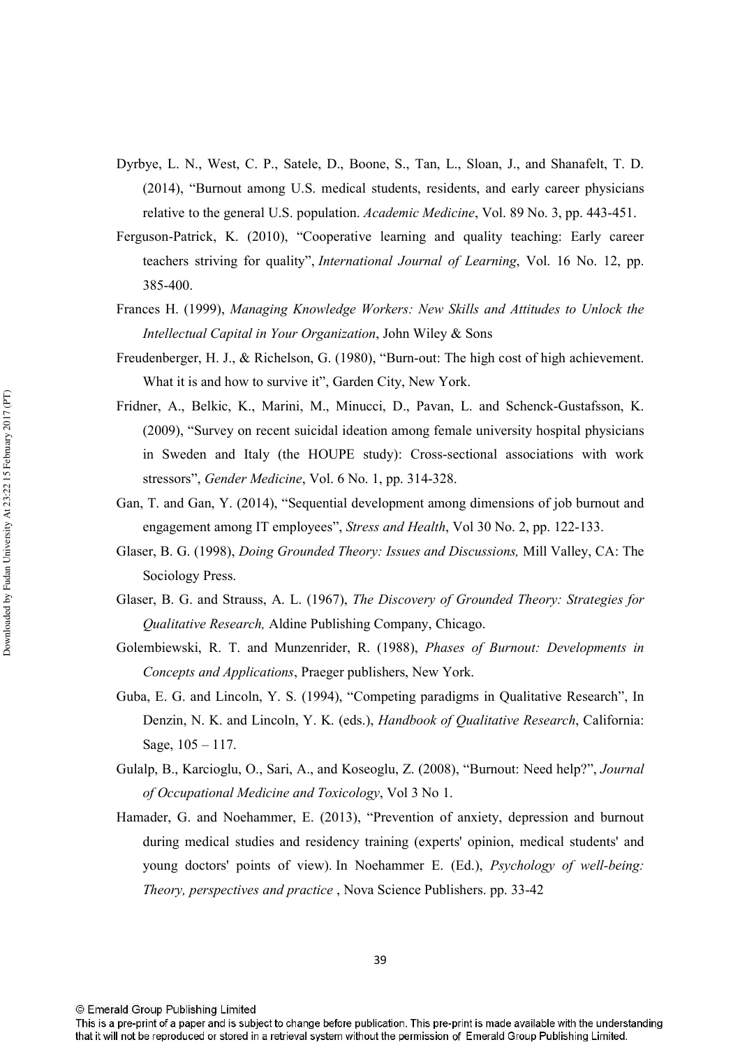Dyrbye, L. N., West, C. P., Satele, D., Boone, S., Tan, L., Sloan, J., and Shanafelt, T. D. (2014), "Burnout among U.S. medical students, residents, and early career physicians relative to the general U.S. population. *Academic Medicine*, Vol. 89 No. 3, pp. 443-451.

Ferguson-Patrick, K. (2010), "Cooperative learning and quality teaching: Early career teachers striving for quality", *International Journal of Learning*, Vol. 16 No. 12, pp. 385-400.

Frances H. (1999), *Managing Knowledge Workers: New Skills and Attitudes to Unlock the Intellectual Capital in Your Organization*, John Wiley & Sons

Freudenberger, H. J., & Richelson, G. (1980), "Burn-out: The high cost of high achievement. What it is and how to survive it", Garden City, New York.

Fridner, A., Belkic, K., Marini, M., Minucci, D., Pavan, L. and Schenck-Gustafsson, K. (2009), "Survey on recent suicidal ideation among female university hospital physicians in Sweden and Italy (the HOUPE study): Cross-sectional associations with work stressors", *Gender Medicine*, Vol. 6 No. 1, pp. 314-328.

Gan, T. and Gan, Y. (2014), "Sequential development among dimensions of job burnout and engagement among IT employees", *Stress and Health*, Vol 30 No. 2, pp. 122-133.

Glaser, B. G. (1998), *Doing Grounded Theory: Issues and Discussions,* Mill Valley, CA: The Sociology Press.

Glaser, B. G. and Strauss, A. L. (1967), *The Discovery of Grounded Theory: Strategies for Qualitative Research,* Aldine Publishing Company, Chicago.

Golembiewski, R. T. and Munzenrider, R. (1988), *Phases of Burnout: Developments in Concepts and Applications*, Praeger publishers, New York.

Guba, E. G. and Lincoln, Y. S. (1994), "Competing paradigms in Qualitative Research", In Denzin, N. K. and Lincoln, Y. K. (eds.), *Handbook of Qualitative Research*, California: Sage, 105 – 117.

Gulalp, B., Karcioglu, O., Sari, A., and Koseoglu, Z. (2008), "Burnout: Need help?", *Journal of Occupational Medicine and Toxicology*, Vol 3 No 1.

Hamader, G. and Noehammer, E. (2013), "Prevention of anxiety, depression and burnout during medical studies and residency training (experts' opinion, medical students' and young doctors' points of view). In Noehammer E. (Ed.), *Psychology of well-being: Theory, perspectives and practice* , Nova Science Publishers. pp. 33-42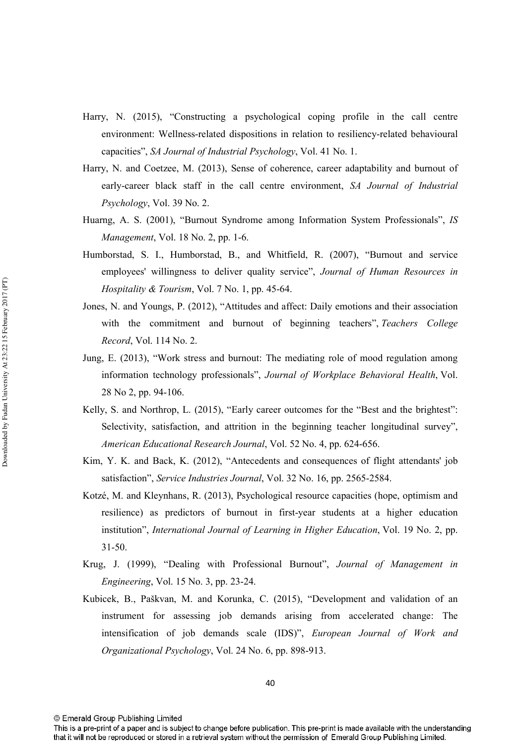Harry, N. (2015), "Constructing a psychological coping profile in the call centre environment: Wellness-related dispositions in relation to resiliency-related behavioural capacities", *SA Journal of Industrial Psychology*, Vol. 41 No. 1.

Harry, N. and Coetzee, M. (2013), Sense of coherence, career adaptability and burnout of early-career black staff in the call centre environment, *SA Journal of Industrial Psychology*, Vol. 39 No. 2.

Huarng, A. S. (2001), "Burnout Syndrome among Information System Professionals", *IS Management*, Vol. 18 No. 2, pp. 1-6.

Humborstad, S. I., Humborstad, B., and Whitfield, R. (2007), "Burnout and service employees' willingness to deliver quality service", *Journal of Human Resources in Hospitality & Tourism*, Vol. 7 No. 1, pp. 45-64.

Jones, N. and Youngs, P. (2012), "Attitudes and affect: Daily emotions and their association with the commitment and burnout of beginning teachers", *Teachers College Record*, Vol. 114 No. 2.

Jung, E. (2013), "Work stress and burnout: The mediating role of mood regulation among information technology professionals", *Journal of Workplace Behavioral Health*, Vol. 28 No 2, pp. 94-106.

Kelly, S. and Northrop, L. (2015), "Early career outcomes for the "Best and the brightest": Selectivity, satisfaction, and attrition in the beginning teacher longitudinal survey", *American Educational Research Journal*, Vol. 52 No. 4, pp. 624-656.

Kim, Y. K. and Back, K. (2012), "Antecedents and consequences of flight attendants' job satisfaction", *Service Industries Journal*, Vol. 32 No. 16, pp. 2565-2584.

Kotzé, M. and Kleynhans, R. (2013), Psychological resource capacities (hope, optimism and resilience) as predictors of burnout in first-year students at a higher education institution", *International Journal of Learning in Higher Education*, Vol. 19 No. 2, pp. 31-50.

Krug, J. (1999), "Dealing with Professional Burnout", *Journal of Management in Engineering*, Vol. 15 No. 3, pp. 23-24.

Kubicek, B., Paškvan, M. and Korunka, C. (2015), "Development and validation of an instrument for assessing job demands arising from accelerated change: The intensification of job demands scale (IDS)", *European Journal of Work and Organizational Psychology*, Vol. 24 No. 6, pp. 898-913.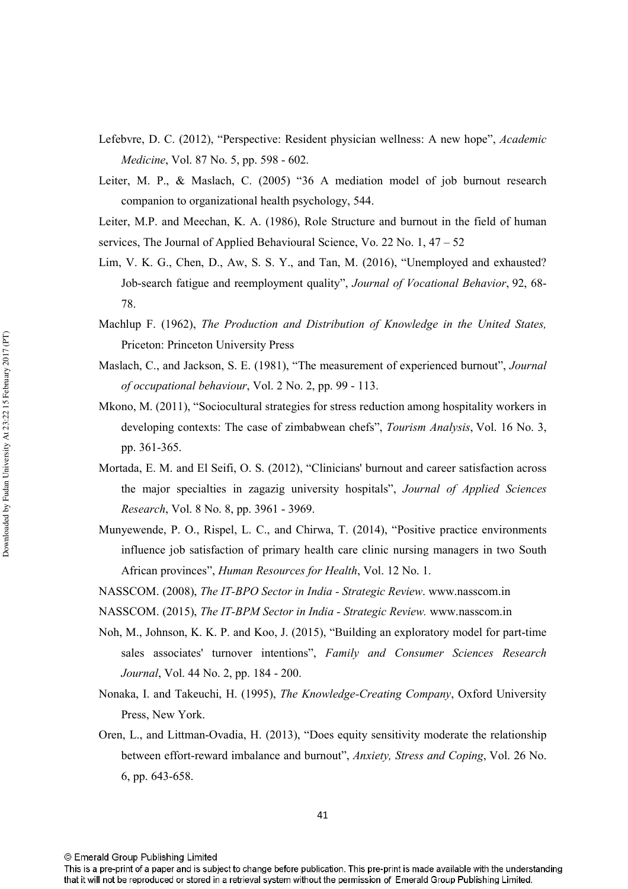Lefebvre, D. C. (2012), "Perspective: Resident physician wellness: A new hope", *Academic Medicine*, Vol. 87 No. 5, pp. 598 - 602.

Leiter, M. P., & Maslach, C. (2005) "36 A mediation model of job burnout research companion to organizational health psychology, 544.

Leiter, M.P. and Meechan, K. A. (1986), Role Structure and burnout in the field of human services, The Journal of Applied Behavioural Science, Vo. 22 No. 1, 47 – 52

Lim, V. K. G., Chen, D., Aw, S. S. Y., and Tan, M. (2016), "Unemployed and exhausted? Job-search fatigue and reemployment quality", *Journal of Vocational Behavior*, 92, 68-78.

Machlup F. (1962), *The Production and Distribution of Knowledge in the United States,* Priceton: Princeton University Press

Maslach, C., and Jackson, S. E. (1981), "The measurement of experienced burnout", *Journal of occupational behaviour*, Vol. 2 No. 2, pp. 99 - 113.

Mkono, M. (2011), "Sociocultural strategies for stress reduction among hospitality workers in developing contexts: The case of zimbabwean chefs", *Tourism Analysis*, Vol. 16 No. 3, pp. 361-365.

Mortada, E. M. and El Seifi, O. S. (2012), "Clinicians' burnout and career satisfaction across the major specialties in zagazig university hospitals", *Journal of Applied Sciences Research*, Vol. 8 No. 8, pp. 3961 - 3969.

Munyewende, P. O., Rispel, L. C., and Chirwa, T. (2014), "Positive practice environments influence job satisfaction of primary health care clinic nursing managers in two South African provinces", *Human Resources for Health*, Vol. 12 No. 1.

NASSCOM. (2008), *The IT-BPO Sector in India - Strategic Review*. www.nasscom.in

NASSCOM. (2015), *The IT-BPM Sector in India - Strategic Review.* www.nasscom.in

Noh, M., Johnson, K. K. P. and Koo, J. (2015), "Building an exploratory model for part-time sales associates' turnover intentions", *Family and Consumer Sciences Research Journal*, Vol. 44 No. 2, pp. 184 - 200.

Nonaka, I. and Takeuchi, H. (1995), *The Knowledge-Creating Company*, Oxford University Press, New York.

Oren, L., and Littman-Ovadia, H. (2013), "Does equity sensitivity moderate the relationship between effort-reward imbalance and burnout", *Anxiety, Stress and Coping*, Vol. 26 No. 6, pp. 643-658.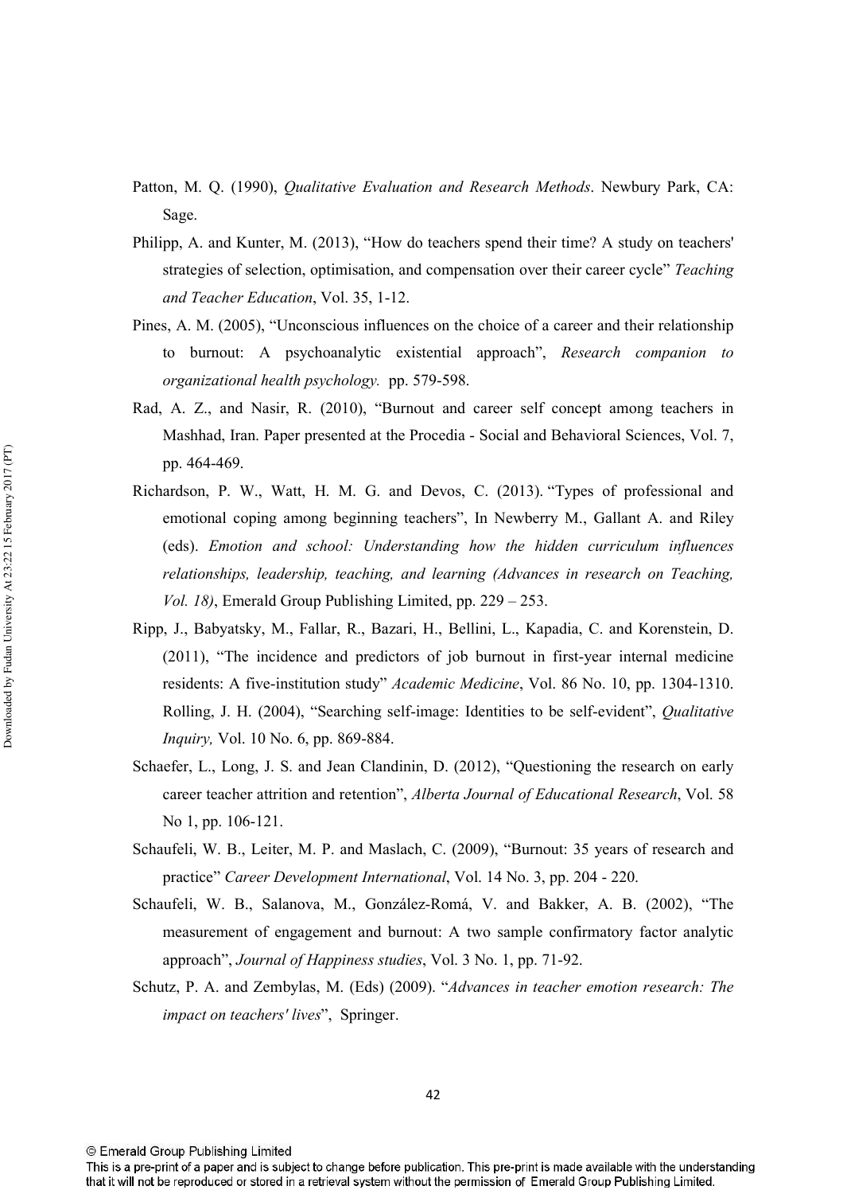Patton, M. Q. (1990), *Qualitative Evaluation and Research Methods*. Newbury Park, CA: Sage.

Philipp, A. and Kunter, M. (2013), "How do teachers spend their time? A study on teachers' strategies of selection, optimisation, and compensation over their career cycle" *Teaching and Teacher Education*, Vol. 35, 1-12.

Pines, A. M. (2005), "Unconscious influences on the choice of a career and their relationship to burnout: A psychoanalytic existential approach", *Research companion to organizational health psychology.* pp. 579-598.

Rad, A. Z., and Nasir, R. (2010), "Burnout and career self concept among teachers in Mashhad, Iran. Paper presented at the Procedia - Social and Behavioral Sciences, Vol. 7, pp. 464-469.

Richardson, P. W., Watt, H. M. G. and Devos, C. (2013). "Types of professional and emotional coping among beginning teachers", In Newberry M., Gallant A. and Riley (eds). *Emotion and school: Understanding how the hidden curriculum influences relationships, leadership, teaching, and learning (Advances in research on Teaching, Vol. 18)*, Emerald Group Publishing Limited, pp. 229 – 253.

Ripp, J., Babyatsky, M., Fallar, R., Bazari, H., Bellini, L., Kapadia, C. and Korenstein, D. (2011), "The incidence and predictors of job burnout in first-year internal medicine residents: A five-institution study" *Academic Medicine*, Vol. 86 No. 10, pp. 1304-1310.

Rolling, J. H. (2004), "Searching self-image: Identities to be self-evident", *Qualitative Inquiry,* Vol. 10 No. 6, pp. 869-884.

Schaefer, L., Long, J. S. and Jean Clandinin, D. (2012), "Questioning the research on early career teacher attrition and retention", *Alberta Journal of Educational Research*, Vol. 58 No 1, pp. 106-121.

Schaufeli, W. B., Leiter, M. P. and Maslach, C. (2009), "Burnout: 35 years of research and practice" *Career Development International*, Vol. 14 No. 3, pp. 204 - 220.

Schaufeli, W. B., Salanova, M., González-Romá, V. and Bakker, A. B. (2002), "The measurement of engagement and burnout: A two sample confirmatory factor analytic approach", *Journal of Happiness studies*, Vol. 3 No. 1, pp. 71-92.

Schutz, P. A. and Zembylas, M. (Eds) (2009). "*Advances in teacher emotion research: The impact on teachers' lives*", Springer.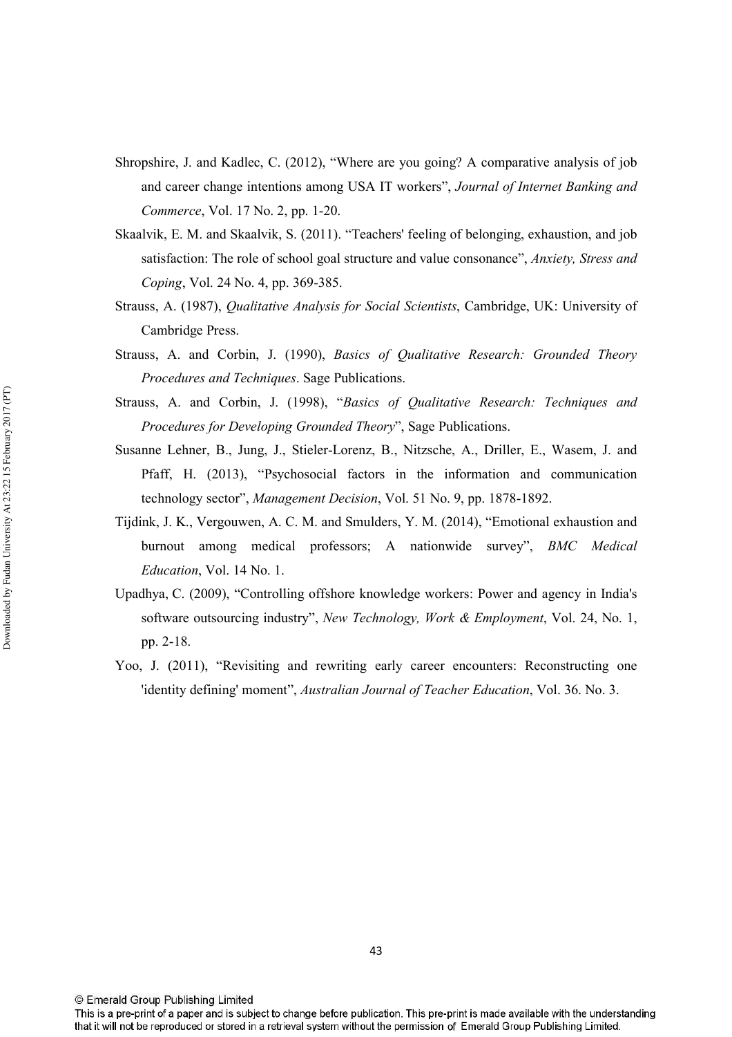Shropshire, J. and Kadlec, C. (2012), "Where are you going? A comparative analysis of job and career change intentions among USA IT workers", *Journal of Internet Banking and Commerce*, Vol. 17 No. 2, pp. 1-20.

Skaalvik, E. M. and Skaalvik, S. (2011). "Teachers' feeling of belonging, exhaustion, and job satisfaction: The role of school goal structure and value consonance", *Anxiety, Stress and Coping*, Vol. 24 No. 4, pp. 369-385.

Strauss, A. (1987), *Qualitative Analysis for Social Scientists*, Cambridge, UK: University of Cambridge Press.

Strauss, A. and Corbin, J. (1990), *Basics of Qualitative Research: Grounded Theory Procedures and Techniques*. Sage Publications.

Strauss, A. and Corbin, J. (1998), "*Basics of Qualitative Research: Techniques and Procedures for Developing Grounded Theory*", Sage Publications.

Susanne Lehner, B., Jung, J., Stieler-Lorenz, B., Nitzsche, A., Driller, E., Wasem, J. and Pfaff, H. (2013), "Psychosocial factors in the information and communication technology sector", *Management Decision*, Vol. 51 No. 9, pp. 1878-1892.

Tijdink, J. K., Vergouwen, A. C. M. and Smulders, Y. M. (2014), "Emotional exhaustion and burnout among medical professors; A nationwide survey", *BMC Medical Education*, Vol. 14 No. 1.

Upadhya, C. (2009), "Controlling offshore knowledge workers: Power and agency in India's software outsourcing industry", *New Technology, Work & Employment*, Vol. 24, No. 1, pp. 2-18.

Yoo, J. (2011), "Revisiting and rewriting early career encounters: Reconstructing one 'identity defining' moment", *Australian Journal of Teacher Education*, Vol. 36. No. 3.